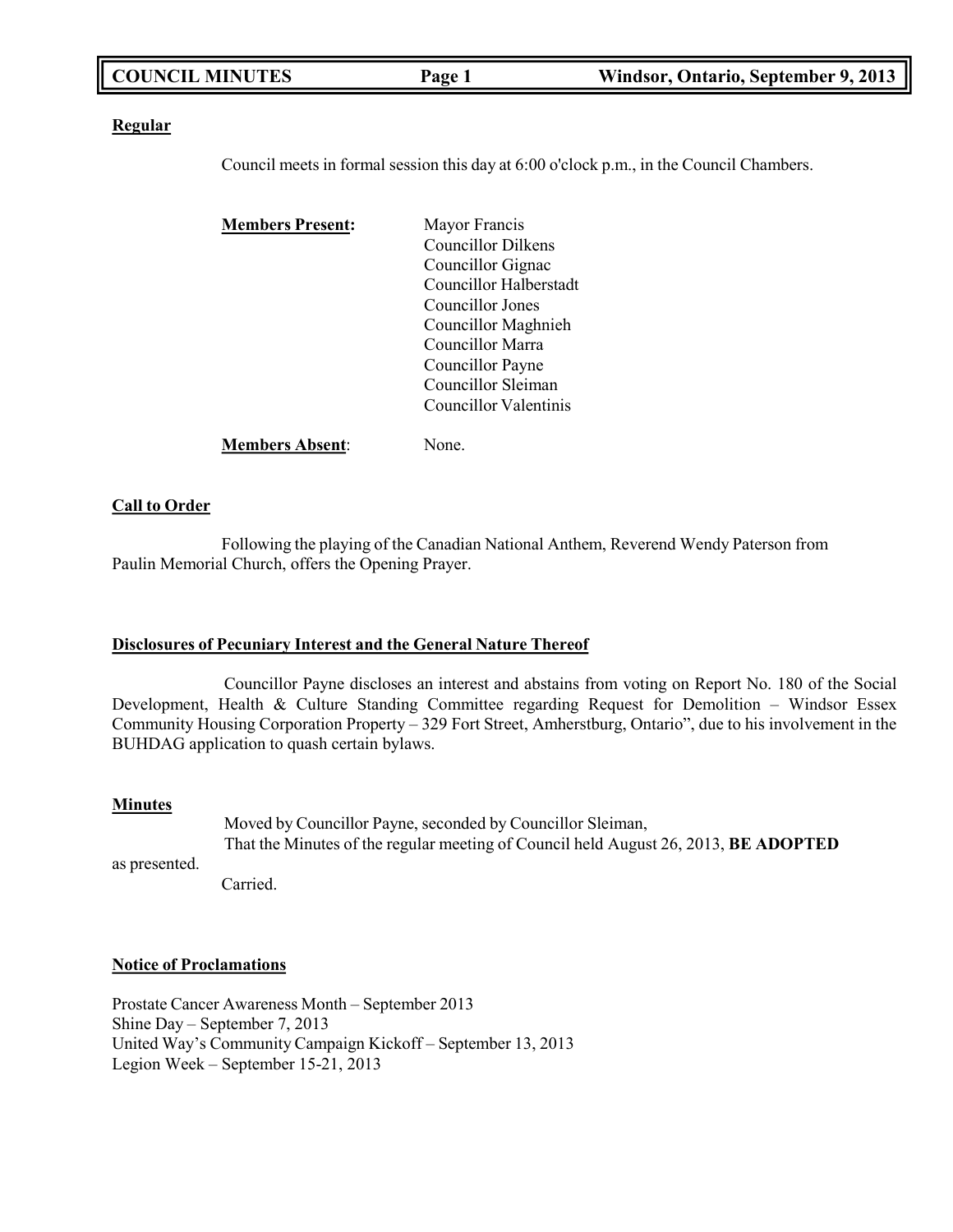**COUNCIL MINUTES** **Windsor, Ontario, September 9, 2013**

**Regular**

Council meets in formal session this day at 6:00 o'clock p.m., in the Council Chambers.

**Members Present:**
Mayor Francis
Councillor Dilkens
Councillor Gignac
Councillor Halberstadt
Councillor Jones
Councillor Maghnieh
Councillor Marra
Councillor Payne
Councillor Sleiman
Councillor Valentinis

**Members Absent**: None.

**Call to Order**

Following the playing of the Canadian National Anthem, Reverend Wendy Paterson from Paulin Memorial Church, offers the Opening Prayer.

**Disclosures of Pecuniary Interest and the General Nature Thereof**

Councillor Payne discloses an interest and abstains from voting on Report No. 180 of the Social Development, Health & Culture Standing Committee regarding Request for Demolition – Windsor Essex Community Housing Corporation Property – 329 Fort Street, Amherstburg, Ontario", due to his involvement in the BUHDAG application to quash certain bylaws.

**Minutes**

Moved by Councillor Payne, seconded by Councillor Sleiman,
That the Minutes of the regular meeting of Council held August 26, 2013, **BE ADOPTED** as presented.
Carried.

**Notice of Proclamations**

Prostate Cancer Awareness Month – September 2013
Shine Day – September 7, 2013
United Way's Community Campaign Kickoff – September 13, 2013
Legion Week – September 15-21, 2013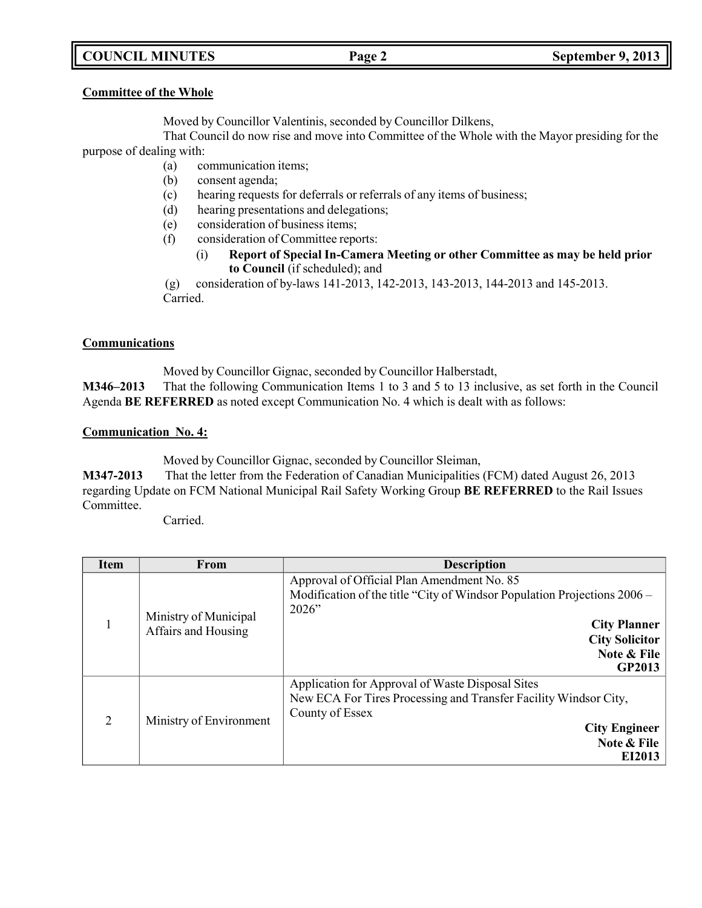**Committee of the Whole**

Moved by Councillor Valentinis, seconded by Councillor Dilkens,

That Council do now rise and move into Committee of the Whole with the Mayor presiding for the purpose of dealing with:

(a) communication items;
(b) consent agenda;
(c) hearing requests for deferrals or referrals of any items of business;
(d) hearing presentations and delegations;
(e) consideration of business items;
(f) consideration of Committee reports:
  (i) **Report of Special In-Camera Meeting or other Committee as may be held prior to Council** (if scheduled); and
(g) consideration of by-laws 141-2013, 142-2013, 143-2013, 144-2013 and 145-2013.

Carried.

**Communications**

Moved by Councillor Gignac, seconded by Councillor Halberstadt,

**M346–2013** That the following Communication Items 1 to 3 and 5 to 13 inclusive, as set forth in the Council Agenda **BE REFERRED** as noted except Communication No. 4 which is dealt with as follows:

**Communication No. 4:**

Moved by Councillor Gignac, seconded by Councillor Sleiman,

**M347-2013** That the letter from the Federation of Canadian Municipalities (FCM) dated August 26, 2013 regarding Update on FCM National Municipal Rail Safety Working Group **BE REFERRED** to the Rail Issues Committee.

Carried.

| Item | From | Description |
|---|---|---|
| 1 | Ministry of Municipal Affairs and Housing | Approval of Official Plan Amendment No. 85<br>Modification of the title "City of Windsor Population Projections 2006 – 2026"<br>**City Planner**<br>**City Solicitor**<br>**Note & File**<br>**GP2013** |
| 2 | Ministry of Environment | Application for Approval of Waste Disposal Sites<br>New ECA For Tires Processing and Transfer Facility Windsor City, County of Essex<br>**City Engineer**<br>**Note & File**<br>**EI2013** |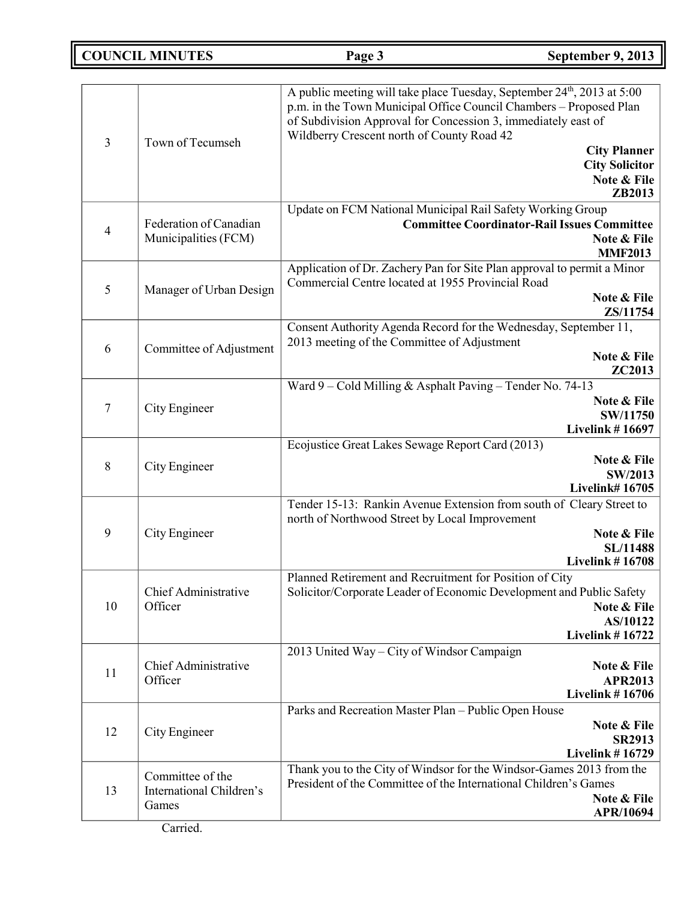| | | |
|---|---|---|
| 3 | Town of Tecumseh | A public meeting will take place Tuesday, September 24th, 2013 at 5:00 p.m. in the Town Municipal Office Council Chambers – Proposed Plan of Subdivision Approval for Concession 3, immediately east of Wildberry Crescent north of County Road 42<br>**City Planner**<br>**City Solicitor**<br>**Note & File**<br>**ZB2013** |
| 4 | Federation of Canadian Municipalities (FCM) | Update on FCM National Municipal Rail Safety Working Group<br>**Committee Coordinator-Rail Issues Committee**<br>**Note & File**<br>**MMF2013** |
| 5 | Manager of Urban Design | Application of Dr. Zachery Pan for Site Plan approval to permit a Minor Commercial Centre located at 1955 Provincial Road<br>**Note & File**<br>**ZS/11754** |
| 6 | Committee of Adjustment | Consent Authority Agenda Record for the Wednesday, September 11, 2013 meeting of the Committee of Adjustment<br>**Note & File**<br>**ZC2013** |
| 7 | City Engineer | Ward 9 – Cold Milling & Asphalt Paving – Tender No. 74-13<br>**Note & File**<br>**SW/11750**<br>**Livelink # 16697** |
| 8 | City Engineer | Ecojustice Great Lakes Sewage Report Card (2013)<br>**Note & File**<br>**SW/2013**<br>**Livelink# 16705** |
| 9 | City Engineer | Tender 15-13: Rankin Avenue Extension from south of Cleary Street to north of Northwood Street by Local Improvement<br>**Note & File**<br>**SL/11488**<br>**Livelink # 16708** |
| 10 | Chief Administrative Officer | Planned Retirement and Recruitment for Position of City Solicitor/Corporate Leader of Economic Development and Public Safety<br>**Note & File**<br>**AS/10122**<br>**Livelink # 16722** |
| 11 | Chief Administrative Officer | 2013 United Way – City of Windsor Campaign<br>**Note & File**<br>**APR2013**<br>**Livelink # 16706** |
| 12 | City Engineer | Parks and Recreation Master Plan – Public Open House<br>**Note & File**<br>**SR2913**<br>**Livelink # 16729** |
| 13 | Committee of the International Children's Games | Thank you to the City of Windsor for the Windsor-Games 2013 from the President of the Committee of the International Children's Games<br>**Note & File**<br>**APR/10694** |

Carried.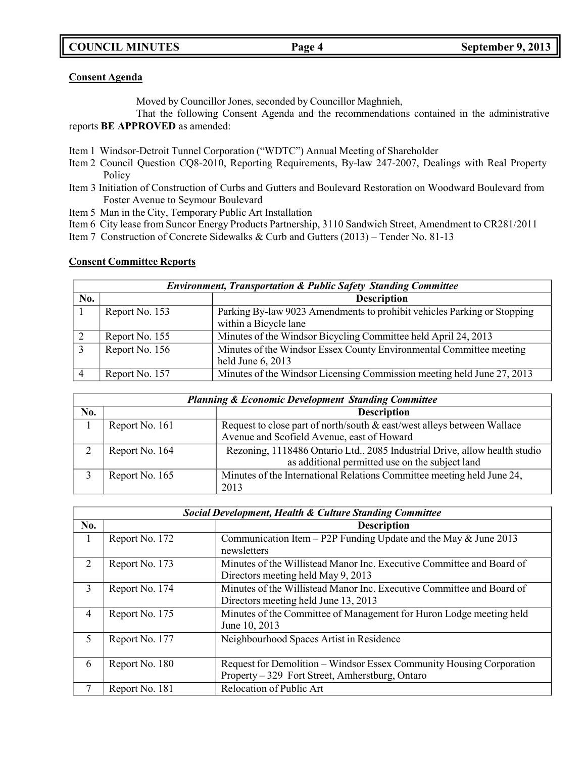**Consent Agenda**

Moved by Councillor Jones, seconded by Councillor Maghnieh,

That the following Consent Agenda and the recommendations contained in the administrative reports **BE APPROVED** as amended:

Item 1 Windsor-Detroit Tunnel Corporation ("WDTC") Annual Meeting of Shareholder
Item 2 Council Question CQ8-2010, Reporting Requirements, By-law 247-2007, Dealings with Real Property Policy
Item 3 Initiation of Construction of Curbs and Gutters and Boulevard Restoration on Woodward Boulevard from Foster Avenue to Seymour Boulevard
Item 5 Man in the City, Temporary Public Art Installation
Item 6 City lease from Suncor Energy Products Partnership, 3110 Sandwich Street, Amendment to CR281/2011
Item 7 Construction of Concrete Sidewalks & Curb and Gutters (2013) – Tender No. 81-13

**Consent Committee Reports**

| *Environment, Transportation & Public Safety Standing Committee* | | |
|---|---|---|
| **No.** | | **Description** |
| 1 | Report No. 153 | Parking By-law 9023 Amendments to prohibit vehicles Parking or Stopping within a Bicycle lane |
| 2 | Report No. 155 | Minutes of the Windsor Bicycling Committee held April 24, 2013 |
| 3 | Report No. 156 | Minutes of the Windsor Essex County Environmental Committee meeting held June 6, 2013 |
| 4 | Report No. 157 | Minutes of the Windsor Licensing Commission meeting held June 27, 2013 |

| *Planning & Economic Development Standing Committee* | | |
|---|---|---|
| **No.** | | **Description** |
| 1 | Report No. 161 | Request to close part of north/south & east/west alleys between Wallace Avenue and Scofield Avenue, east of Howard |
| 2 | Report No. 164 | Rezoning, 1118486 Ontario Ltd., 2085 Industrial Drive, allow health studio as additional permitted use on the subject land |
| 3 | Report No. 165 | Minutes of the International Relations Committee meeting held June 24, 2013 |

| *Social Development, Health & Culture Standing Committee* | | |
|---|---|---|
| **No.** | | **Description** |
| 1 | Report No. 172 | Communication Item – P2P Funding Update and the May & June 2013 newsletters |
| 2 | Report No. 173 | Minutes of the Willistead Manor Inc. Executive Committee and Board of Directors meeting held May 9, 2013 |
| 3 | Report No. 174 | Minutes of the Willistead Manor Inc. Executive Committee and Board of Directors meeting held June 13, 2013 |
| 4 | Report No. 175 | Minutes of the Committee of Management for Huron Lodge meeting held June 10, 2013 |
| 5 | Report No. 177 | Neighbourhood Spaces Artist in Residence |
| 6 | Report No. 180 | Request for Demolition – Windsor Essex Community Housing Corporation Property – 329 Fort Street, Amherstburg, Ontario |
| 7 | Report No. 181 | Relocation of Public Art |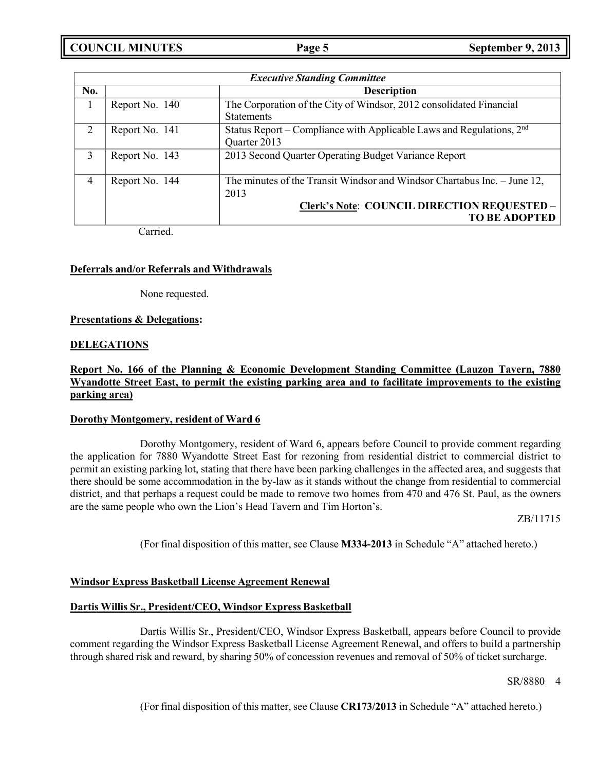| *Executive Standing Committee* | | |
|---|---|---|
| **No.** | | **Description** |
| 1 | Report No. 140 | The Corporation of the City of Windsor, 2012 consolidated Financial Statements |
| 2 | Report No. 141 | Status Report – Compliance with Applicable Laws and Regulations, 2nd Quarter 2013 |
| 3 | Report No. 143 | 2013 Second Quarter Operating Budget Variance Report |
| 4 | Report No. 144 | The minutes of the Transit Windsor and Windsor Chartabus Inc. – June 12, 2013 **<u>Clerk's Note</u>: COUNCIL DIRECTION REQUESTED – TO BE ADOPTED** |

Carried.

**<u>Deferrals and/or Referrals and Withdrawals</u>**

None requested.

**<u>Presentations & Delegations</u>:**

**<u>DELEGATIONS</u>**

**<u>Report No. 166 of the Planning & Economic Development Standing Committee (Lauzon Tavern, 7880 Wyandotte Street East, to permit the existing parking area and to facilitate improvements to the existing parking area)</u>**

**<u>Dorothy Montgomery, resident of Ward 6</u>**

Dorothy Montgomery, resident of Ward 6, appears before Council to provide comment regarding the application for 7880 Wyandotte Street East for rezoning from residential district to commercial district to permit an existing parking lot, stating that there have been parking challenges in the affected area, and suggests that there should be some accommodation in the by-law as it stands without the change from residential to commercial district, and that perhaps a request could be made to remove two homes from 470 and 476 St. Paul, as the owners are the same people who own the Lion's Head Tavern and Tim Horton's.

ZB/11715

(For final disposition of this matter, see Clause **M334-2013** in Schedule "A" attached hereto.)

**<u>Windsor Express Basketball License Agreement Renewal</u>**

**<u>Dartis Willis Sr., President/CEO, Windsor Express Basketball</u>**

Dartis Willis Sr., President/CEO, Windsor Express Basketball, appears before Council to provide comment regarding the Windsor Express Basketball License Agreement Renewal, and offers to build a partnership through shared risk and reward, by sharing 50% of concession revenues and removal of 50% of ticket surcharge.

SR/8880 4

(For final disposition of this matter, see Clause **CR173/2013** in Schedule "A" attached hereto.)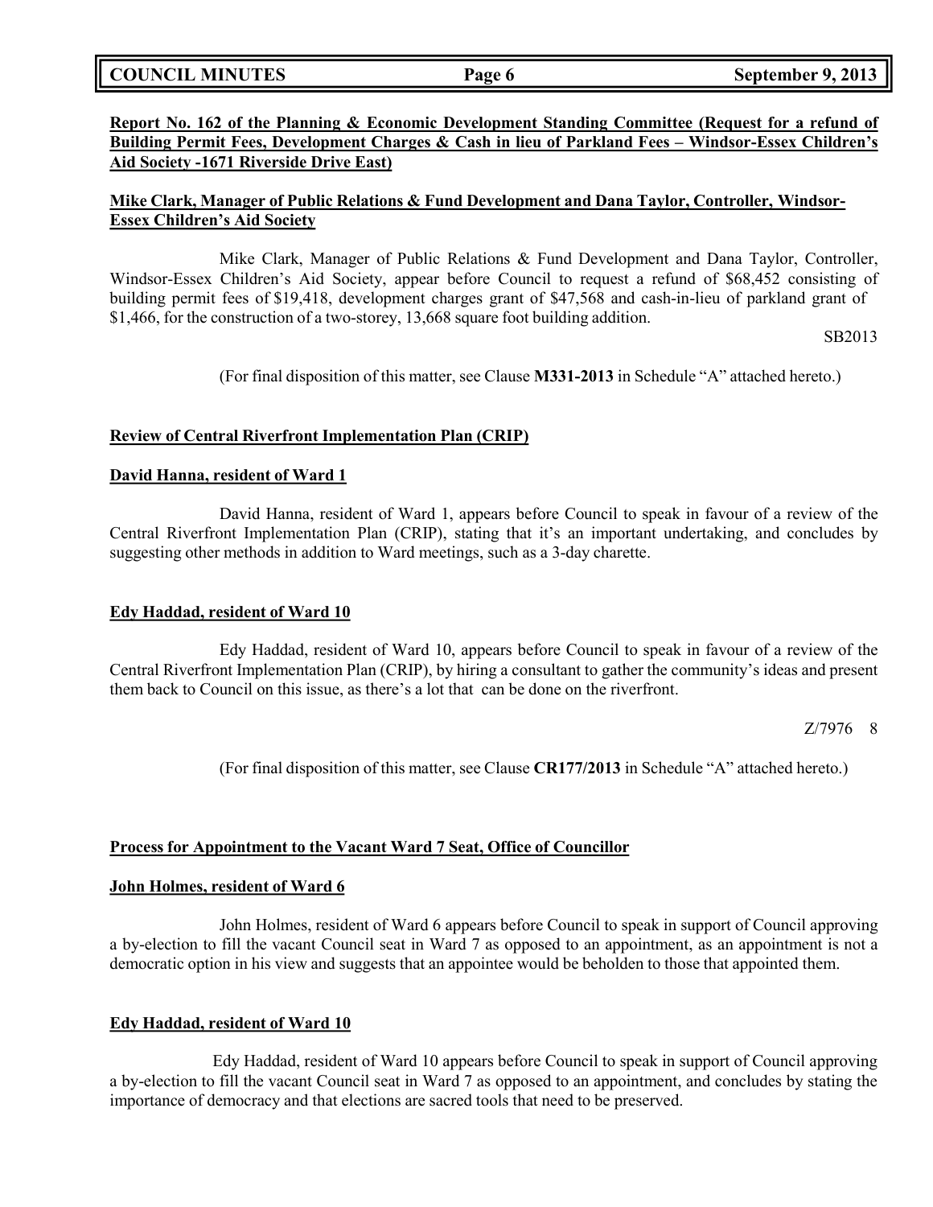**Report No. 162 of the Planning & Economic Development Standing Committee (Request for a refund of Building Permit Fees, Development Charges & Cash in lieu of Parkland Fees – Windsor-Essex Children's Aid Society -1671 Riverside Drive East)**

**Mike Clark, Manager of Public Relations & Fund Development and Dana Taylor, Controller, Windsor-Essex Children's Aid Society**

Mike Clark, Manager of Public Relations & Fund Development and Dana Taylor, Controller, Windsor-Essex Children's Aid Society, appear before Council to request a refund of $68,452 consisting of building permit fees of $19,418, development charges grant of $47,568 and cash-in-lieu of parkland grant of $1,466, for the construction of a two-storey, 13,668 square foot building addition.

SB2013

(For final disposition of this matter, see Clause **M331-2013** in Schedule "A" attached hereto.)

**Review of Central Riverfront Implementation Plan (CRIP)**

**David Hanna, resident of Ward 1**

David Hanna, resident of Ward 1, appears before Council to speak in favour of a review of the Central Riverfront Implementation Plan (CRIP), stating that it's an important undertaking, and concludes by suggesting other methods in addition to Ward meetings, such as a 3-day charette.

**Edy Haddad, resident of Ward 10**

Edy Haddad, resident of Ward 10, appears before Council to speak in favour of a review of the Central Riverfront Implementation Plan (CRIP), by hiring a consultant to gather the community's ideas and present them back to Council on this issue, as there's a lot that can be done on the riverfront.

Z/7976 8

(For final disposition of this matter, see Clause **CR177/2013** in Schedule "A" attached hereto.)

**Process for Appointment to the Vacant Ward 7 Seat, Office of Councillor**

**John Holmes, resident of Ward 6**

John Holmes, resident of Ward 6 appears before Council to speak in support of Council approving a by-election to fill the vacant Council seat in Ward 7 as opposed to an appointment, as an appointment is not a democratic option in his view and suggests that an appointee would be beholden to those that appointed them.

**Edy Haddad, resident of Ward 10**

Edy Haddad, resident of Ward 10 appears before Council to speak in support of Council approving a by-election to fill the vacant Council seat in Ward 7 as opposed to an appointment, and concludes by stating the importance of democracy and that elections are sacred tools that need to be preserved.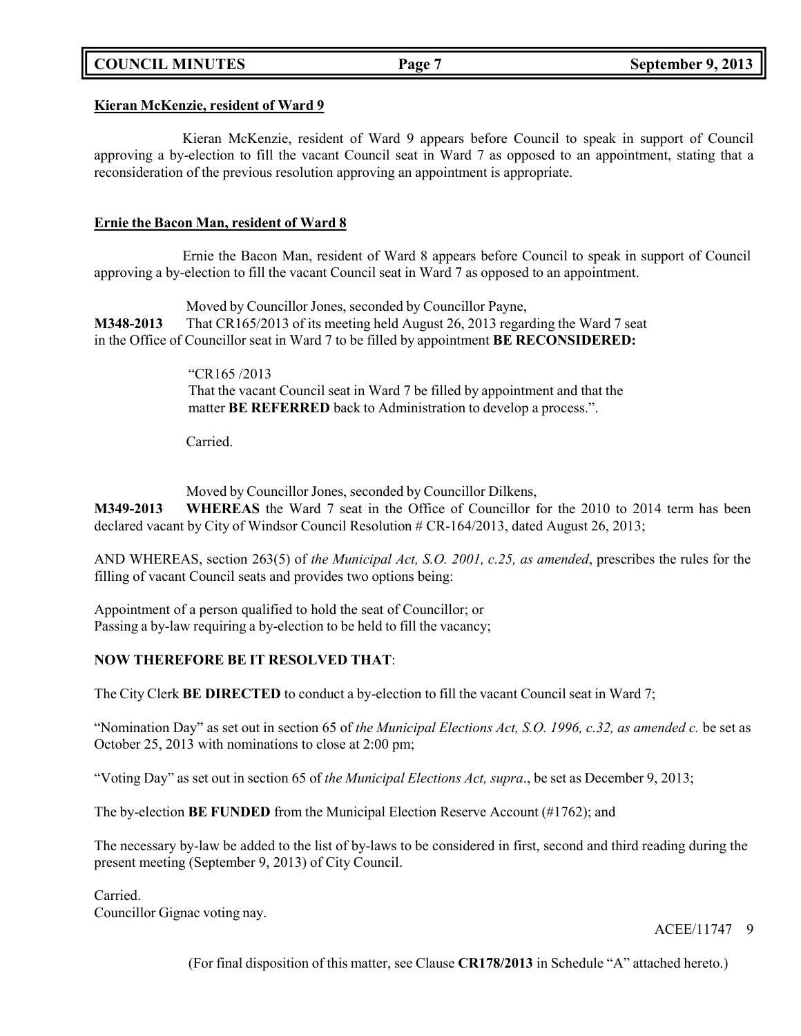**Kieran McKenzie, resident of Ward 9**

Kieran McKenzie, resident of Ward 9 appears before Council to speak in support of Council approving a by-election to fill the vacant Council seat in Ward 7 as opposed to an appointment, stating that a reconsideration of the previous resolution approving an appointment is appropriate.

**Ernie the Bacon Man, resident of Ward 8**

Ernie the Bacon Man, resident of Ward 8 appears before Council to speak in support of Council approving a by-election to fill the vacant Council seat in Ward 7 as opposed to an appointment.

Moved by Councillor Jones, seconded by Councillor Payne,

**M348-2013** That CR165/2013 of its meeting held August 26, 2013 regarding the Ward 7 seat in the Office of Councillor seat in Ward 7 to be filled by appointment **BE RECONSIDERED:**

> "CR165 /2013
> That the vacant Council seat in Ward 7 be filled by appointment and that the matter **BE REFERRED** back to Administration to develop a process.".

Carried.

Moved by Councillor Jones, seconded by Councillor Dilkens,

**M349-2013** **WHEREAS** the Ward 7 seat in the Office of Councillor for the 2010 to 2014 term has been declared vacant by City of Windsor Council Resolution # CR-164/2013, dated August 26, 2013;

AND WHEREAS, section 263(5) of *the Municipal Act, S.O. 2001, c.25, as amended*, prescribes the rules for the filling of vacant Council seats and provides two options being:

Appointment of a person qualified to hold the seat of Councillor; or
Passing a by-law requiring a by-election to be held to fill the vacancy;

**NOW THEREFORE BE IT RESOLVED THAT**:

The City Clerk **BE DIRECTED** to conduct a by-election to fill the vacant Council seat in Ward 7;

"Nomination Day" as set out in section 65 of *the Municipal Elections Act, S.O. 1996, c.32, as amended c.* be set as October 25, 2013 with nominations to close at 2:00 pm;

"Voting Day" as set out in section 65 of *the Municipal Elections Act, supra*., be set as December 9, 2013;

The by-election **BE FUNDED** from the Municipal Election Reserve Account (#1762); and

The necessary by-law be added to the list of by-laws to be considered in first, second and third reading during the present meeting (September 9, 2013) of City Council.

Carried.
Councillor Gignac voting nay.

ACEE/11747 9

(For final disposition of this matter, see Clause **CR178/2013** in Schedule "A" attached hereto.)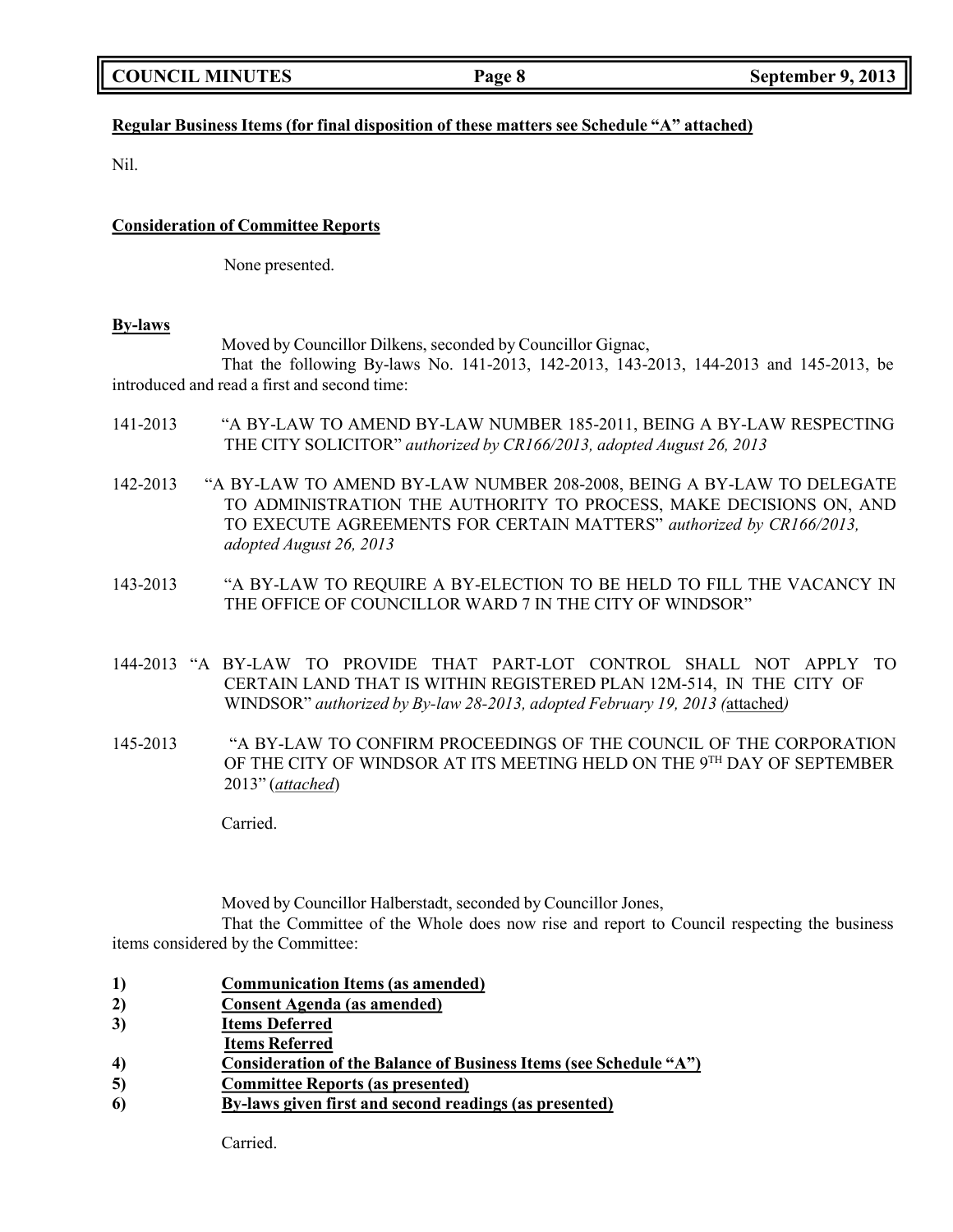**Regular Business Items (for final disposition of these matters see Schedule "A" attached)**

Nil.

**Consideration of Committee Reports**

None presented.

**By-laws**

Moved by Councillor Dilkens, seconded by Councillor Gignac,

That the following By-laws No. 141-2013, 142-2013, 143-2013, 144-2013 and 145-2013, be introduced and read a first and second time:

141-2013 "A BY-LAW TO AMEND BY-LAW NUMBER 185-2011, BEING A BY-LAW RESPECTING THE CITY SOLICITOR" *authorized by CR166/2013, adopted August 26, 2013*

142-2013 "A BY-LAW TO AMEND BY-LAW NUMBER 208-2008, BEING A BY-LAW TO DELEGATE TO ADMINISTRATION THE AUTHORITY TO PROCESS, MAKE DECISIONS ON, AND TO EXECUTE AGREEMENTS FOR CERTAIN MATTERS" *authorized by CR166/2013, adopted August 26, 2013*

143-2013 "A BY-LAW TO REQUIRE A BY-ELECTION TO BE HELD TO FILL THE VACANCY IN THE OFFICE OF COUNCILLOR WARD 7 IN THE CITY OF WINDSOR"

144-2013 "A BY-LAW TO PROVIDE THAT PART-LOT CONTROL SHALL NOT APPLY TO CERTAIN LAND THAT IS WITHIN REGISTERED PLAN 12M-514, IN THE CITY OF WINDSOR" *authorized by By-law 28-2013, adopted February 19, 2013 (*attached*)*

145-2013 "A BY-LAW TO CONFIRM PROCEEDINGS OF THE COUNCIL OF THE CORPORATION OF THE CITY OF WINDSOR AT ITS MEETING HELD ON THE 9TH DAY OF SEPTEMBER 2013" (*attached*)

Carried.

Moved by Councillor Halberstadt, seconded by Councillor Jones,

That the Committee of the Whole does now rise and report to Council respecting the business items considered by the Committee:

1) **Communication Items (as amended)**
2) **Consent Agenda (as amended)**
3) **Items Deferred**
   **Items Referred**
4) **Consideration of the Balance of Business Items (see Schedule "A")**
5) **Committee Reports (as presented)**
6) **By-laws given first and second readings (as presented)**

Carried.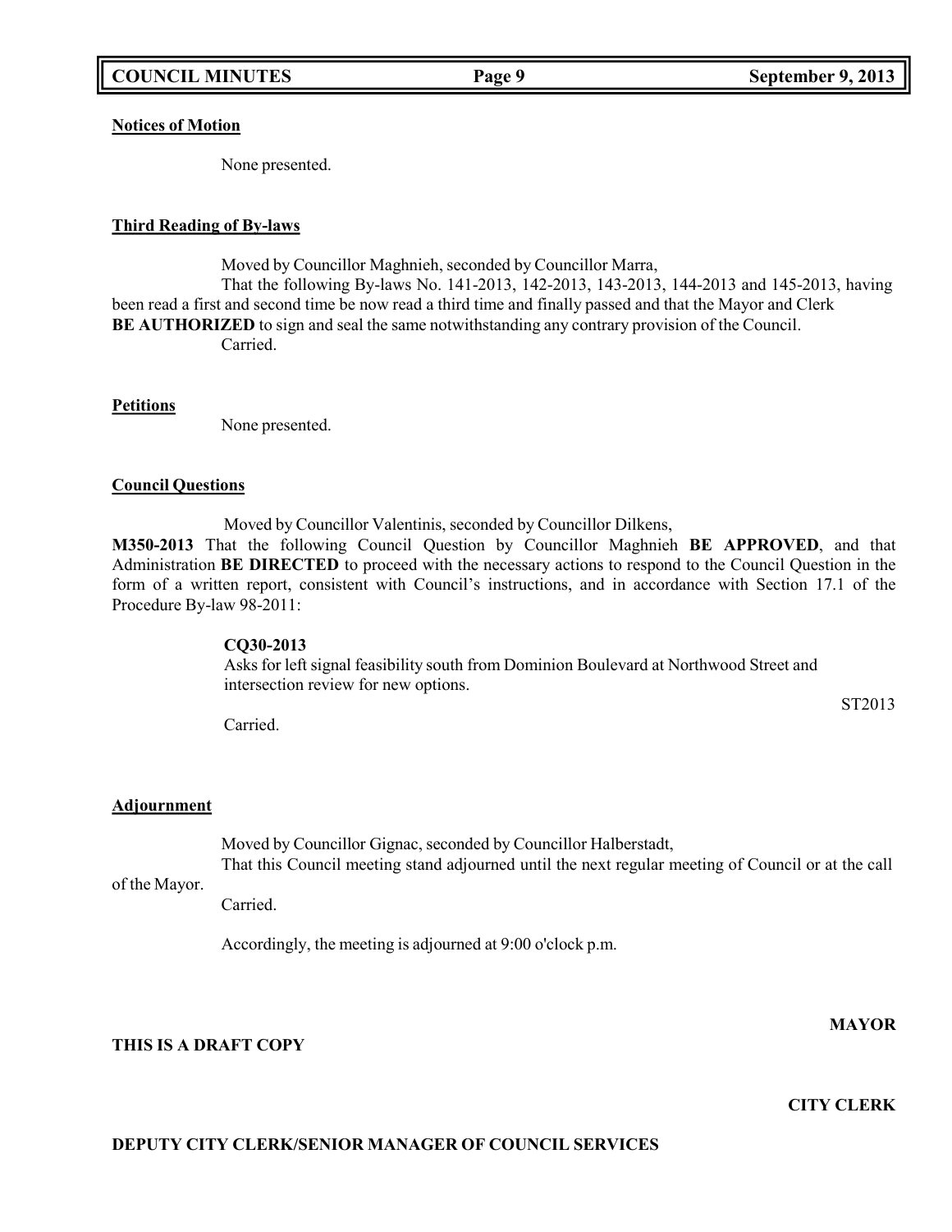**Notices of Motion**

None presented.

**Third Reading of By-laws**

Moved by Councillor Maghnieh, seconded by Councillor Marra,

That the following By-laws No. 141-2013, 142-2013, 143-2013, 144-2013 and 145-2013, having been read a first and second time be now read a third time and finally passed and that the Mayor and Clerk **BE AUTHORIZED** to sign and seal the same notwithstanding any contrary provision of the Council.

Carried.

**Petitions**

None presented.

**Council Questions**

Moved by Councillor Valentinis, seconded by Councillor Dilkens,

**M350-2013** That the following Council Question by Councillor Maghnieh **BE APPROVED**, and that Administration **BE DIRECTED** to proceed with the necessary actions to respond to the Council Question in the form of a written report, consistent with Council's instructions, and in accordance with Section 17.1 of the Procedure By-law 98-2011:

**CQ30-2013**
Asks for left signal feasibility south from Dominion Boulevard at Northwood Street and intersection review for new options.

ST2013

Carried.

**Adjournment**

Moved by Councillor Gignac, seconded by Councillor Halberstadt,

That this Council meeting stand adjourned until the next regular meeting of Council or at the call of the Mayor.

Carried.

Accordingly, the meeting is adjourned at 9:00 o'clock p.m.

**MAYOR**

**THIS IS A DRAFT COPY**

**CITY CLERK**

**DEPUTY CITY CLERK/SENIOR MANAGER OF COUNCIL SERVICES**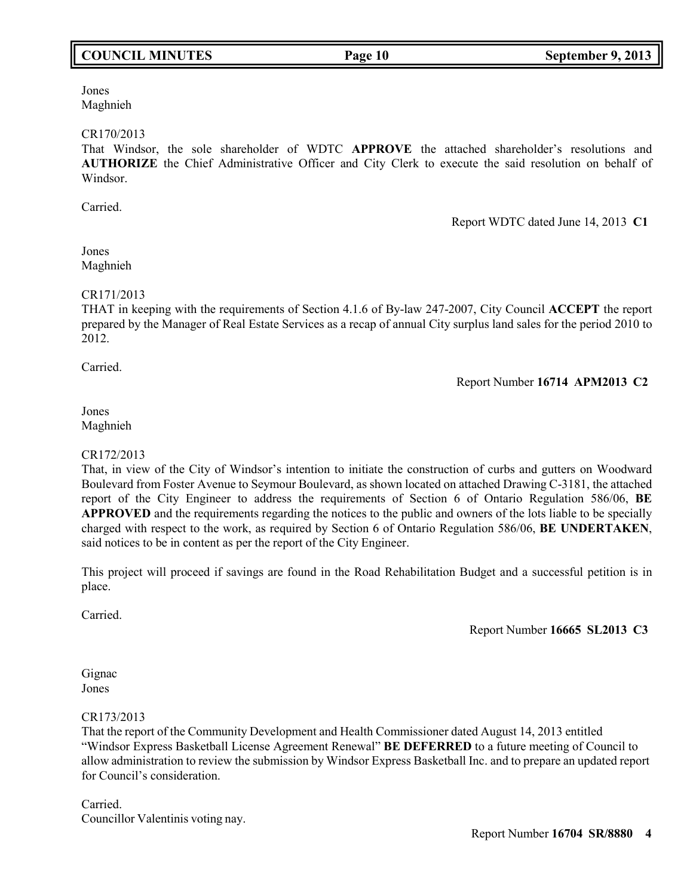Jones
Maghnieh

CR170/2013
That Windsor, the sole shareholder of WDTC **APPROVE** the attached shareholder's resolutions and **AUTHORIZE** the Chief Administrative Officer and City Clerk to execute the said resolution on behalf of Windsor.

Carried.

Report WDTC dated June 14, 2013 **C1**

Jones
Maghnieh

CR171/2013
THAT in keeping with the requirements of Section 4.1.6 of By-law 247-2007, City Council **ACCEPT** the report prepared by the Manager of Real Estate Services as a recap of annual City surplus land sales for the period 2010 to 2012.

Carried.

Report Number **16714 APM2013 C2**

Jones
Maghnieh

CR172/2013
That, in view of the City of Windsor's intention to initiate the construction of curbs and gutters on Woodward Boulevard from Foster Avenue to Seymour Boulevard, as shown located on attached Drawing C-3181, the attached report of the City Engineer to address the requirements of Section 6 of Ontario Regulation 586/06, **BE APPROVED** and the requirements regarding the notices to the public and owners of the lots liable to be specially charged with respect to the work, as required by Section 6 of Ontario Regulation 586/06, **BE UNDERTAKEN**, said notices to be in content as per the report of the City Engineer.

This project will proceed if savings are found in the Road Rehabilitation Budget and a successful petition is in place.

Carried.

Report Number **16665 SL2013 C3**

Gignac
Jones

CR173/2013
That the report of the Community Development and Health Commissioner dated August 14, 2013 entitled "Windsor Express Basketball License Agreement Renewal" **BE DEFERRED** to a future meeting of Council to allow administration to review the submission by Windsor Express Basketball Inc. and to prepare an updated report for Council's consideration.

Carried.
Councillor Valentinis voting nay.

Report Number **16704 SR/8880 4**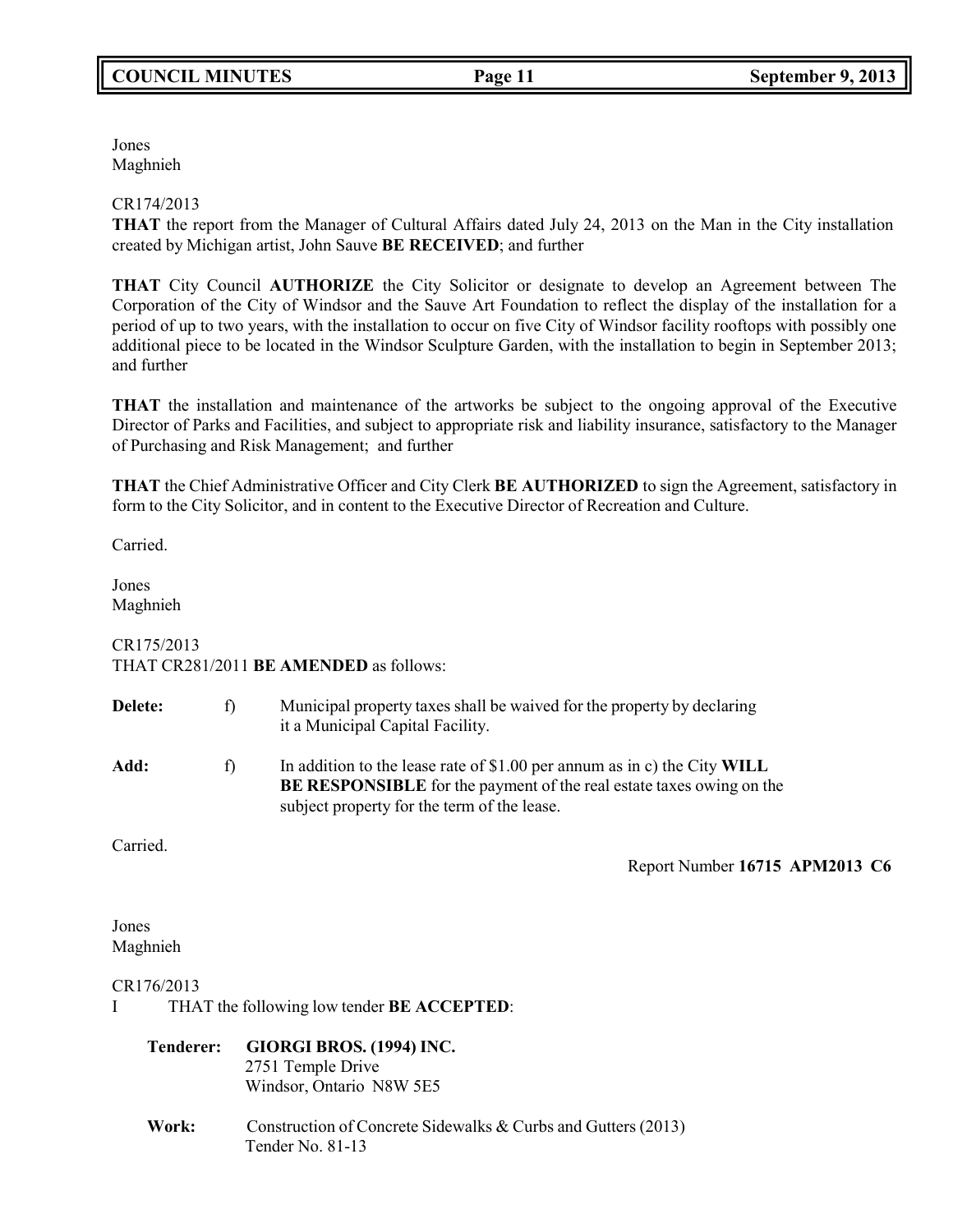Jones
Maghnieh

CR174/2013
**THAT** the report from the Manager of Cultural Affairs dated July 24, 2013 on the Man in the City installation created by Michigan artist, John Sauve **BE RECEIVED**; and further

**THAT** City Council **AUTHORIZE** the City Solicitor or designate to develop an Agreement between The Corporation of the City of Windsor and the Sauve Art Foundation to reflect the display of the installation for a period of up to two years, with the installation to occur on five City of Windsor facility rooftops with possibly one additional piece to be located in the Windsor Sculpture Garden, with the installation to begin in September 2013; and further

**THAT** the installation and maintenance of the artworks be subject to the ongoing approval of the Executive Director of Parks and Facilities, and subject to appropriate risk and liability insurance, satisfactory to the Manager of Purchasing and Risk Management; and further

**THAT** the Chief Administrative Officer and City Clerk **BE AUTHORIZED** to sign the Agreement, satisfactory in form to the City Solicitor, and in content to the Executive Director of Recreation and Culture.

Carried.

Jones
Maghnieh

CR175/2013
THAT CR281/2011 **BE AMENDED** as follows:

**Delete:** f) Municipal property taxes shall be waived for the property by declaring it a Municipal Capital Facility.

**Add:** f) In addition to the lease rate of $1.00 per annum as in c) the City **WILL BE RESPONSIBLE** for the payment of the real estate taxes owing on the subject property for the term of the lease.

Carried.

Report Number **16715 APM2013 C6**

Jones
Maghnieh

CR176/2013
I THAT the following low tender **BE ACCEPTED**:

**Tenderer:** **GIORGI BROS. (1994) INC.**
2751 Temple Drive
Windsor, Ontario N8W 5E5

**Work:** Construction of Concrete Sidewalks & Curbs and Gutters (2013)
Tender No. 81-13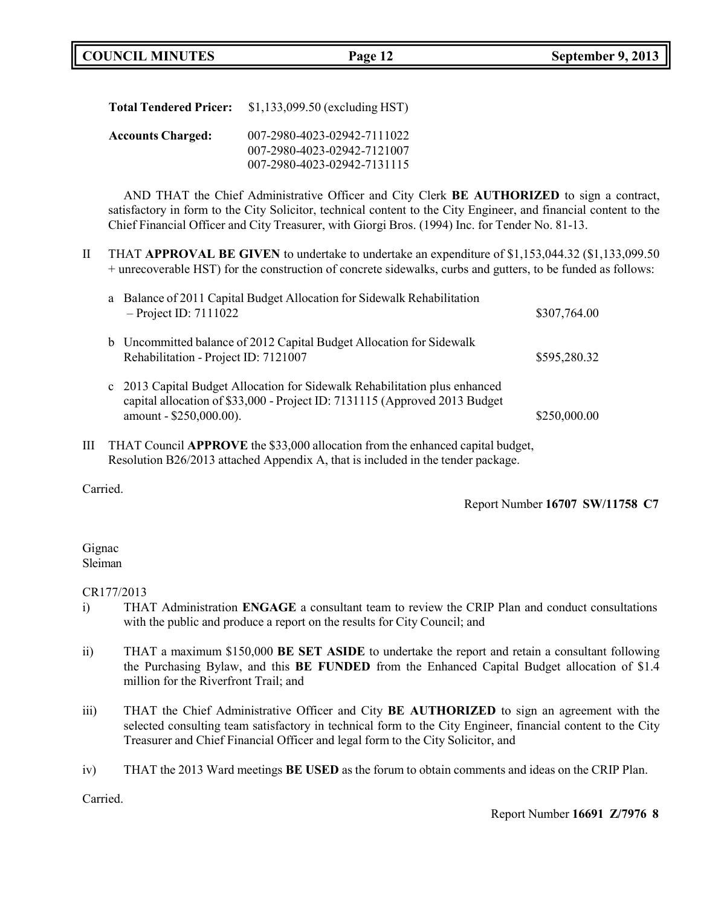**Total Tendered Pricer:** $1,133,099.50 (excluding HST)

**Accounts Charged:** 007-2980-4023-02942-7111022
007-2980-4023-02942-7121007
007-2980-4023-02942-7131115

AND THAT the Chief Administrative Officer and City Clerk **BE AUTHORIZED** to sign a contract, satisfactory in form to the City Solicitor, technical content to the City Engineer, and financial content to the Chief Financial Officer and City Treasurer, with Giorgi Bros. (1994) Inc. for Tender No. 81-13.

II THAT **APPROVAL BE GIVEN** to undertake to undertake an expenditure of $1,153,044.32 ($1,133,099.50 + unrecoverable HST) for the construction of concrete sidewalks, curbs and gutters, to be funded as follows:

| | | |
|---|---|---|
| a | Balance of 2011 Capital Budget Allocation for Sidewalk Rehabilitation – Project ID: 7111022 | $307,764.00 |
| b | Uncommitted balance of 2012 Capital Budget Allocation for Sidewalk Rehabilitation - Project ID: 7121007 | $595,280.32 |
| c | 2013 Capital Budget Allocation for Sidewalk Rehabilitation plus enhanced capital allocation of $33,000 - Project ID: 7131115 (Approved 2013 Budget amount - $250,000.00). | $250,000.00 |

III THAT Council **APPROVE** the $33,000 allocation from the enhanced capital budget, Resolution B26/2013 attached Appendix A, that is included in the tender package.

Carried.

Report Number **16707 SW/11758 C7**

Gignac
Sleiman

CR177/2013

i) THAT Administration **ENGAGE** a consultant team to review the CRIP Plan and conduct consultations with the public and produce a report on the results for City Council; and

ii) THAT a maximum $150,000 **BE SET ASIDE** to undertake the report and retain a consultant following the Purchasing Bylaw, and this **BE FUNDED** from the Enhanced Capital Budget allocation of $1.4 million for the Riverfront Trail; and

iii) THAT the Chief Administrative Officer and City **BE AUTHORIZED** to sign an agreement with the selected consulting team satisfactory in technical form to the City Engineer, financial content to the City Treasurer and Chief Financial Officer and legal form to the City Solicitor, and

iv) THAT the 2013 Ward meetings **BE USED** as the forum to obtain comments and ideas on the CRIP Plan.

Carried.

Report Number **16691 Z/7976 8**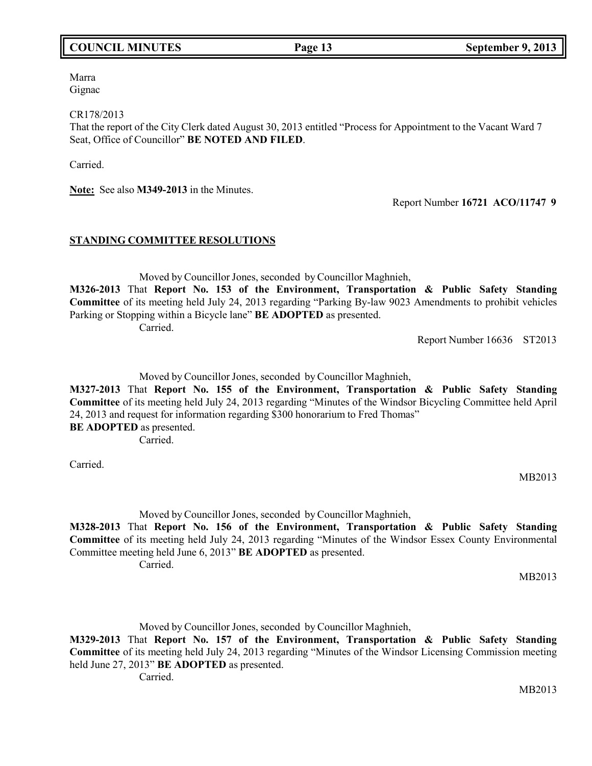Marra
Gignac

CR178/2013
That the report of the City Clerk dated August 30, 2013 entitled "Process for Appointment to the Vacant Ward 7 Seat, Office of Councillor" **BE NOTED AND FILED**.

Carried.

**Note:** See also **M349-2013** in the Minutes.

Report Number **16721 ACO/11747 9**

## STANDING COMMITTEE RESOLUTIONS

Moved by Councillor Jones, seconded by Councillor Maghnieh,
**M326-2013** That **Report No. 153 of the Environment, Transportation & Public Safety Standing Committee** of its meeting held July 24, 2013 regarding "Parking By-law 9023 Amendments to prohibit vehicles Parking or Stopping within a Bicycle lane" **BE ADOPTED** as presented.
Carried.

Report Number 16636 ST2013

Moved by Councillor Jones, seconded by Councillor Maghnieh,
**M327-2013** That **Report No. 155 of the Environment, Transportation & Public Safety Standing Committee** of its meeting held July 24, 2013 regarding "Minutes of the Windsor Bicycling Committee held April 24, 2013 and request for information regarding $300 honorarium to Fred Thomas"
**BE ADOPTED** as presented.
Carried.

Carried.

MB2013

Moved by Councillor Jones, seconded by Councillor Maghnieh,
**M328-2013** That **Report No. 156 of the Environment, Transportation & Public Safety Standing Committee** of its meeting held July 24, 2013 regarding "Minutes of the Windsor Essex County Environmental Committee meeting held June 6, 2013" **BE ADOPTED** as presented.
Carried.

MB2013

Moved by Councillor Jones, seconded by Councillor Maghnieh,
**M329-2013** That **Report No. 157 of the Environment, Transportation & Public Safety Standing Committee** of its meeting held July 24, 2013 regarding "Minutes of the Windsor Licensing Commission meeting held June 27, 2013" **BE ADOPTED** as presented.
Carried.

MB2013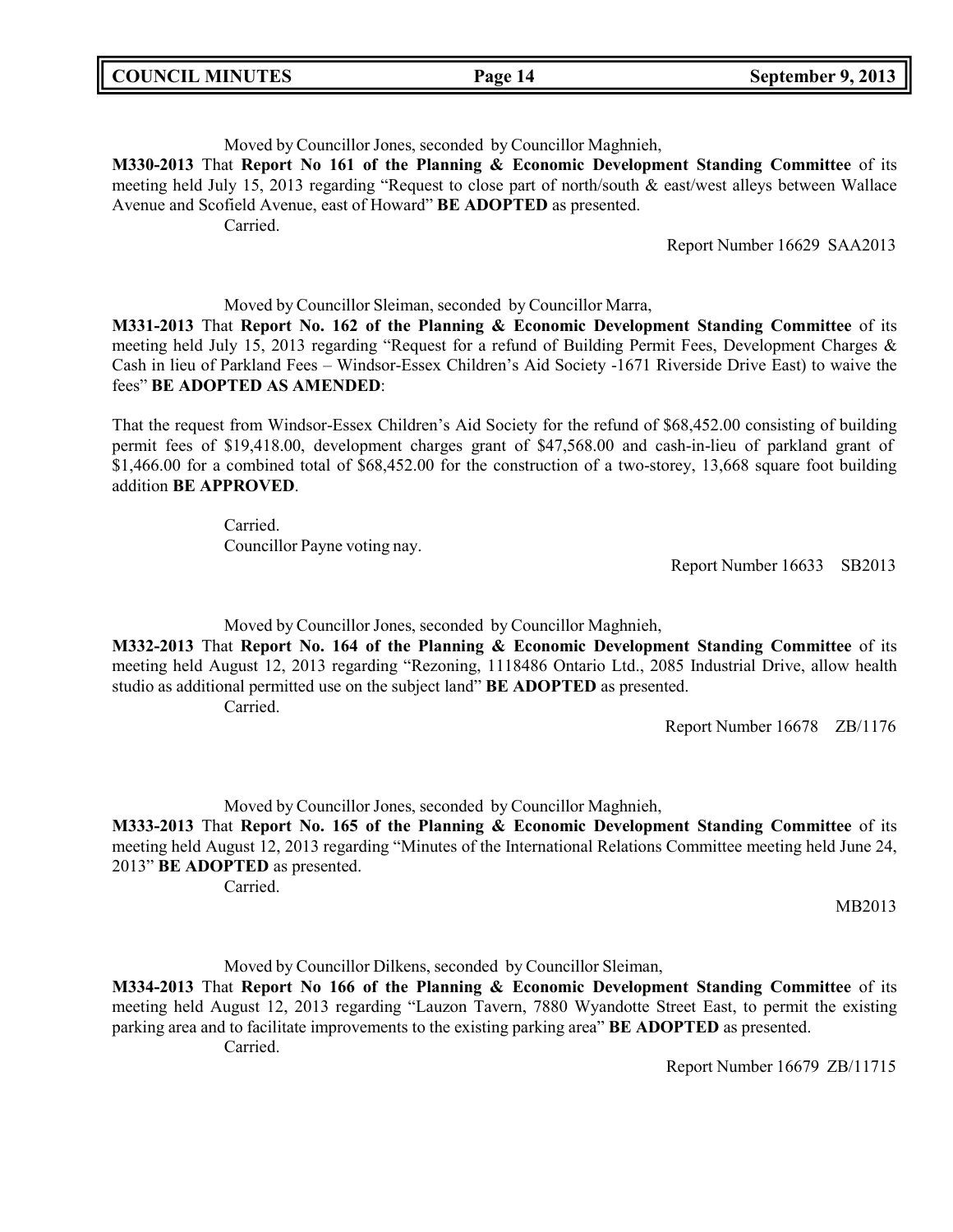Moved by Councillor Jones, seconded by Councillor Maghnieh,

**M330-2013** That **Report No 161 of the Planning & Economic Development Standing Committee** of its meeting held July 15, 2013 regarding "Request to close part of north/south & east/west alleys between Wallace Avenue and Scofield Avenue, east of Howard" **BE ADOPTED** as presented.

Carried.

Report Number 16629 SAA2013

Moved by Councillor Sleiman, seconded by Councillor Marra,

**M331-2013** That **Report No. 162 of the Planning & Economic Development Standing Committee** of its meeting held July 15, 2013 regarding "Request for a refund of Building Permit Fees, Development Charges & Cash in lieu of Parkland Fees – Windsor-Essex Children's Aid Society -1671 Riverside Drive East) to waive the fees" **BE ADOPTED AS AMENDED**:

That the request from Windsor-Essex Children's Aid Society for the refund of $68,452.00 consisting of building permit fees of $19,418.00, development charges grant of $47,568.00 and cash-in-lieu of parkland grant of $1,466.00 for a combined total of $68,452.00 for the construction of a two-storey, 13,668 square foot building addition **BE APPROVED**.

Carried.
Councillor Payne voting nay.

Report Number 16633 SB2013

Moved by Councillor Jones, seconded by Councillor Maghnieh,

**M332-2013** That **Report No. 164 of the Planning & Economic Development Standing Committee** of its meeting held August 12, 2013 regarding "Rezoning, 1118486 Ontario Ltd., 2085 Industrial Drive, allow health studio as additional permitted use on the subject land" **BE ADOPTED** as presented.

Carried.

Report Number 16678 ZB/1176

Moved by Councillor Jones, seconded by Councillor Maghnieh,

**M333-2013** That **Report No. 165 of the Planning & Economic Development Standing Committee** of its meeting held August 12, 2013 regarding "Minutes of the International Relations Committee meeting held June 24, 2013" **BE ADOPTED** as presented.

Carried.

MB2013

Moved by Councillor Dilkens, seconded by Councillor Sleiman,

**M334-2013** That **Report No 166 of the Planning & Economic Development Standing Committee** of its meeting held August 12, 2013 regarding "Lauzon Tavern, 7880 Wyandotte Street East, to permit the existing parking area and to facilitate improvements to the existing parking area" **BE ADOPTED** as presented.

Carried.

Report Number 16679 ZB/11715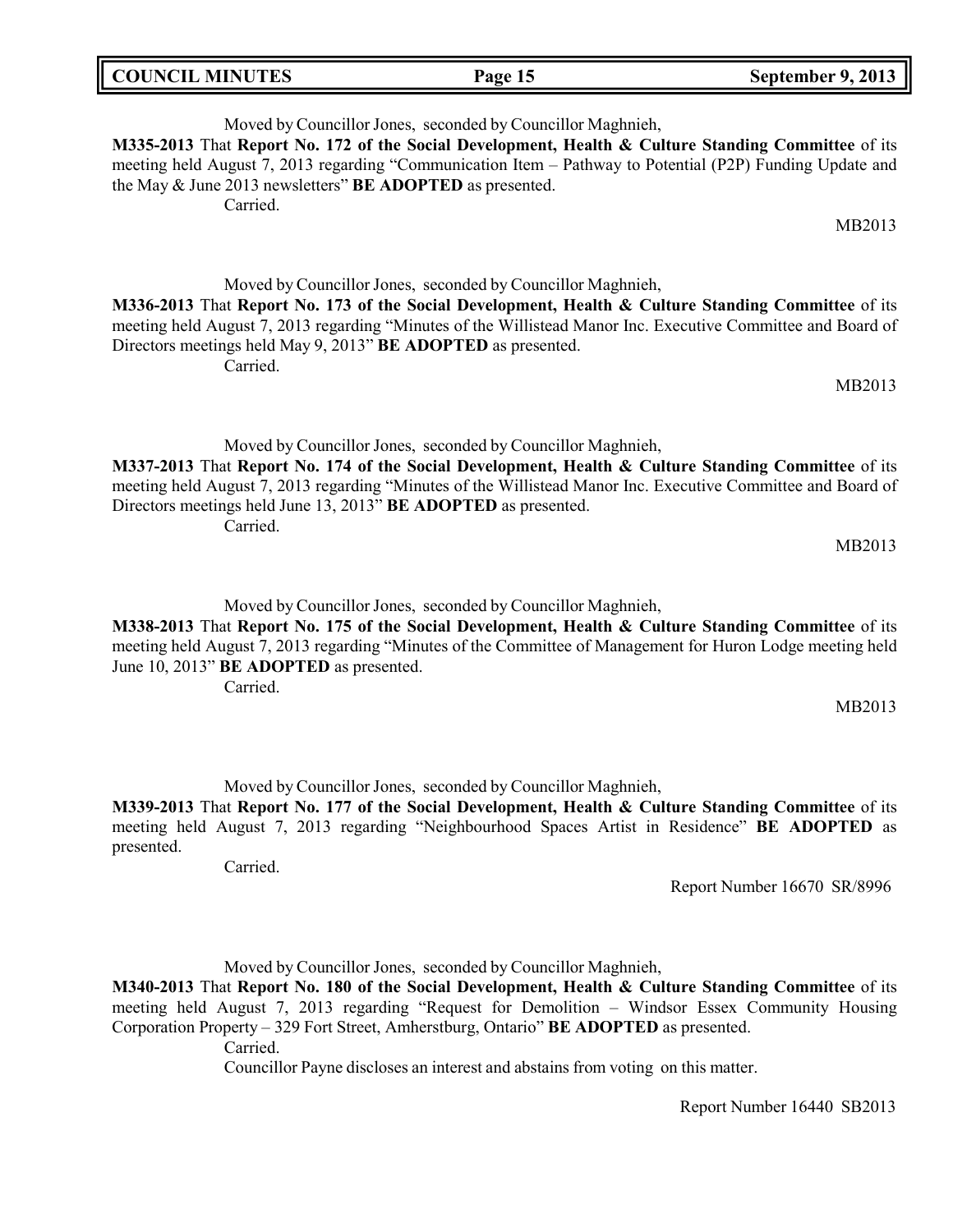Moved by Councillor Jones, seconded by Councillor Maghnieh,

**M335-2013** That **Report No. 172 of the Social Development, Health & Culture Standing Committee** of its meeting held August 7, 2013 regarding "Communication Item – Pathway to Potential (P2P) Funding Update and the May & June 2013 newsletters" **BE ADOPTED** as presented.

Carried.

MB2013

Moved by Councillor Jones, seconded by Councillor Maghnieh,

**M336-2013** That **Report No. 173 of the Social Development, Health & Culture Standing Committee** of its meeting held August 7, 2013 regarding "Minutes of the Willistead Manor Inc. Executive Committee and Board of Directors meetings held May 9, 2013" **BE ADOPTED** as presented.

Carried.

MB2013

Moved by Councillor Jones, seconded by Councillor Maghnieh,

**M337-2013** That **Report No. 174 of the Social Development, Health & Culture Standing Committee** of its meeting held August 7, 2013 regarding "Minutes of the Willistead Manor Inc. Executive Committee and Board of Directors meetings held June 13, 2013" **BE ADOPTED** as presented.

Carried.

MB2013

Moved by Councillor Jones, seconded by Councillor Maghnieh,

**M338-2013** That **Report No. 175 of the Social Development, Health & Culture Standing Committee** of its meeting held August 7, 2013 regarding "Minutes of the Committee of Management for Huron Lodge meeting held June 10, 2013" **BE ADOPTED** as presented.

Carried.

MB2013

Moved by Councillor Jones, seconded by Councillor Maghnieh,

**M339-2013** That **Report No. 177 of the Social Development, Health & Culture Standing Committee** of its meeting held August 7, 2013 regarding "Neighbourhood Spaces Artist in Residence" **BE ADOPTED** as presented.

Carried.

Report Number 16670 SR/8996

Moved by Councillor Jones, seconded by Councillor Maghnieh,

**M340-2013** That **Report No. 180 of the Social Development, Health & Culture Standing Committee** of its meeting held August 7, 2013 regarding "Request for Demolition – Windsor Essex Community Housing Corporation Property – 329 Fort Street, Amherstburg, Ontario" **BE ADOPTED** as presented.

Carried.

Councillor Payne discloses an interest and abstains from voting on this matter.

Report Number 16440 SB2013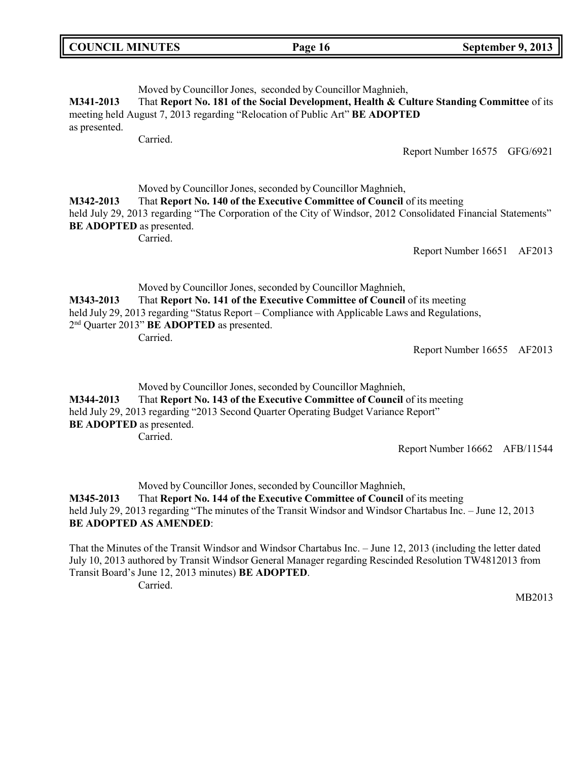Moved by Councillor Jones, seconded by Councillor Maghnieh,

**M341-2013** That **Report No. 181 of the Social Development, Health & Culture Standing Committee** of its meeting held August 7, 2013 regarding "Relocation of Public Art" **BE ADOPTED** as presented.

Carried.

Report Number 16575 GFG/6921

Moved by Councillor Jones, seconded by Councillor Maghnieh,

**M342-2013** That **Report No. 140 of the Executive Committee of Council** of its meeting held July 29, 2013 regarding "The Corporation of the City of Windsor, 2012 Consolidated Financial Statements" **BE ADOPTED** as presented.

Carried.

Report Number 16651 AF2013

Moved by Councillor Jones, seconded by Councillor Maghnieh,

**M343-2013** That **Report No. 141 of the Executive Committee of Council** of its meeting held July 29, 2013 regarding "Status Report – Compliance with Applicable Laws and Regulations, 2nd Quarter 2013" **BE ADOPTED** as presented.

Carried.

Report Number 16655 AF2013

Moved by Councillor Jones, seconded by Councillor Maghnieh,

**M344-2013** That **Report No. 143 of the Executive Committee of Council** of its meeting held July 29, 2013 regarding "2013 Second Quarter Operating Budget Variance Report" **BE ADOPTED** as presented.

Carried.

Report Number 16662 AFB/11544

Moved by Councillor Jones, seconded by Councillor Maghnieh,

**M345-2013** That **Report No. 144 of the Executive Committee of Council** of its meeting held July 29, 2013 regarding "The minutes of the Transit Windsor and Windsor Chartabus Inc. – June 12, 2013 **BE ADOPTED AS AMENDED**:

That the Minutes of the Transit Windsor and Windsor Chartabus Inc. – June 12, 2013 (including the letter dated July 10, 2013 authored by Transit Windsor General Manager regarding Rescinded Resolution TW4812013 from Transit Board's June 12, 2013 minutes) **BE ADOPTED**.

Carried.

MB2013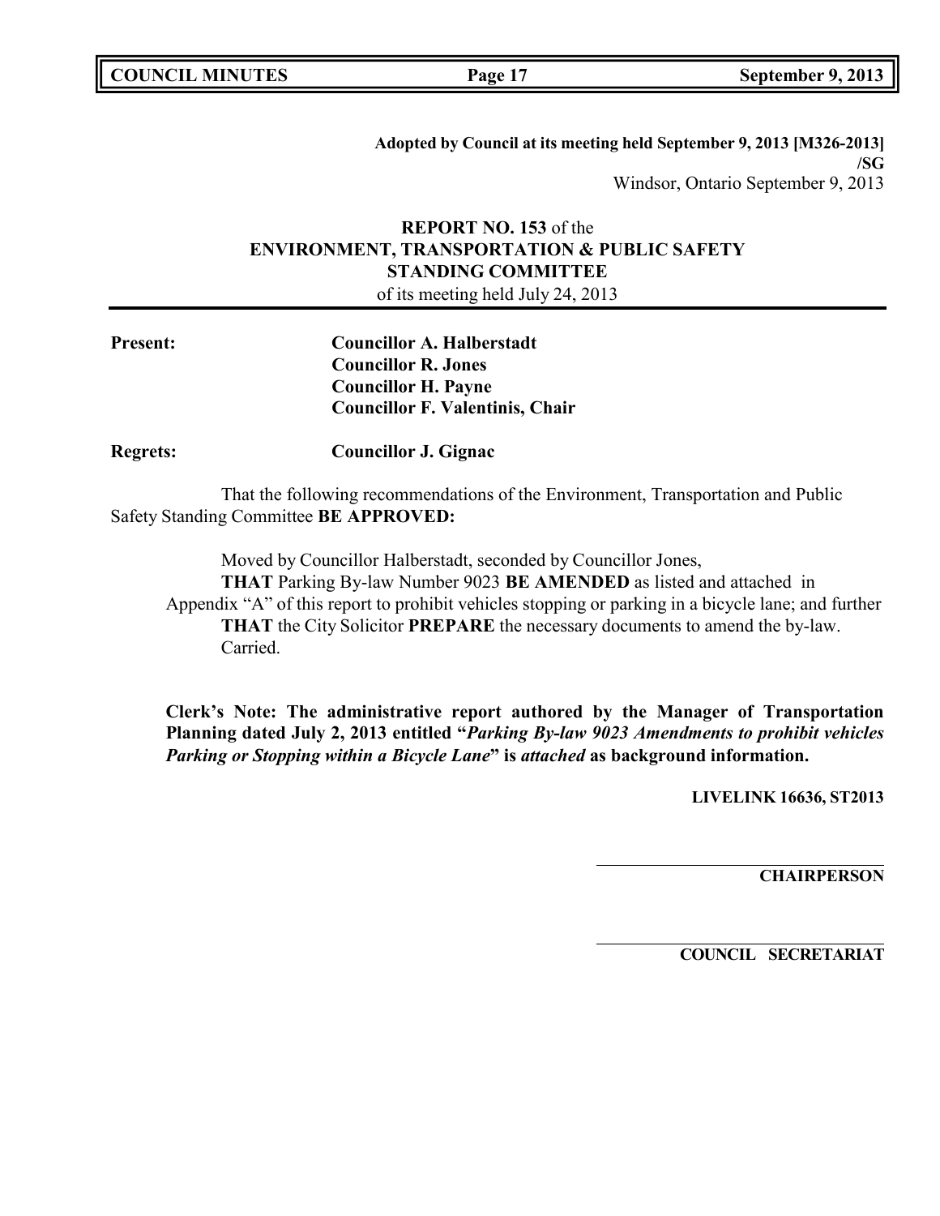**Adopted by Council at its meeting held September 9, 2013 [M326-2013] /SG**

Windsor, Ontario September 9, 2013

**REPORT NO. 153** of the
**ENVIRONMENT, TRANSPORTATION & PUBLIC SAFETY STANDING COMMITTEE**
of its meeting held July 24, 2013

---

**Present:** **Councillor A. Halberstadt**
**Councillor R. Jones**
**Councillor H. Payne**
**Councillor F. Valentinis, Chair**

**Regrets:** **Councillor J. Gignac**

That the following recommendations of the Environment, Transportation and Public Safety Standing Committee **BE APPROVED:**

Moved by Councillor Halberstadt, seconded by Councillor Jones,
**THAT** Parking By-law Number 9023 **BE AMENDED** as listed and attached in Appendix "A" of this report to prohibit vehicles stopping or parking in a bicycle lane; and further
**THAT** the City Solicitor **PREPARE** the necessary documents to amend the by-law.
Carried.

**Clerk's Note: The administrative report authored by the Manager of Transportation Planning dated July 2, 2013 entitled "*Parking By-law 9023 Amendments to prohibit vehicles Parking or Stopping within a Bicycle Lane*" is *attached* as background information.**

**LIVELINK 16636, ST2013**

______________________________
**CHAIRPERSON**

______________________________
**COUNCIL SECRETARIAT**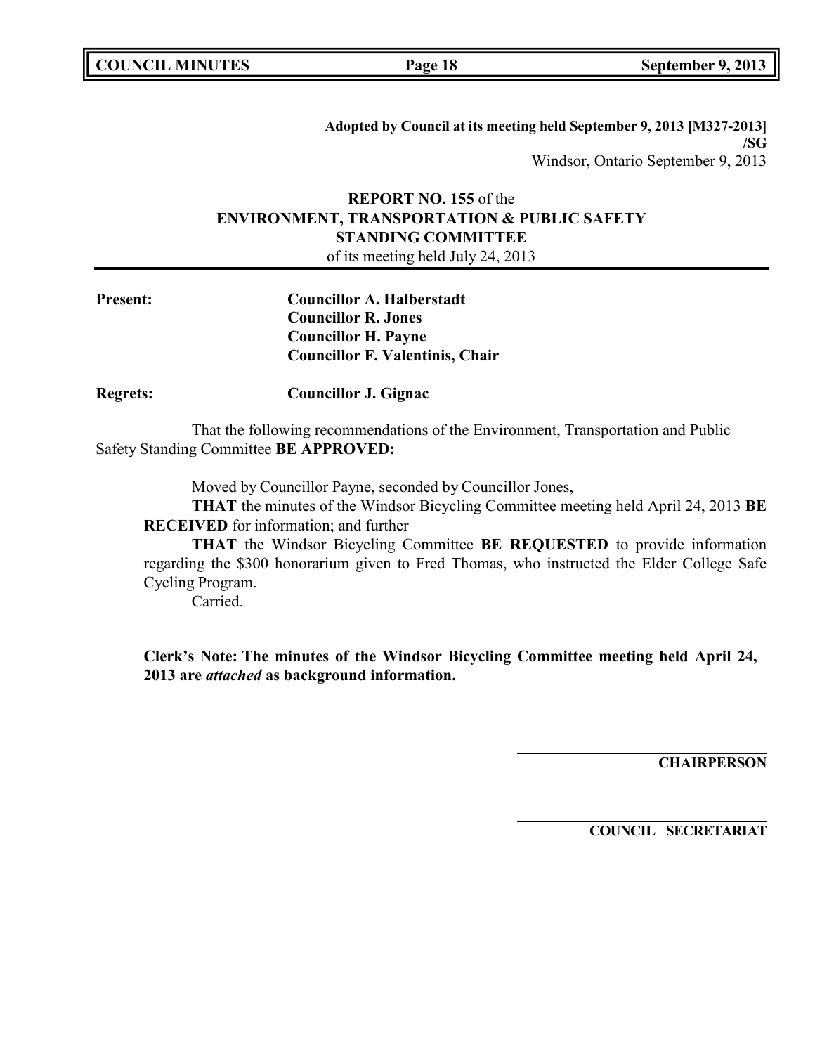**Adopted by Council at its meeting held September 9, 2013 [M327-2013]**
**/SG**
Windsor, Ontario September 9, 2013

**REPORT NO. 155** of the
**ENVIRONMENT, TRANSPORTATION & PUBLIC SAFETY STANDING COMMITTEE**
of its meeting held July 24, 2013

**Present:** **Councillor A. Halberstadt**
**Councillor R. Jones**
**Councillor H. Payne**
**Councillor F. Valentinis, Chair**

**Regrets:** **Councillor J. Gignac**

That the following recommendations of the Environment, Transportation and Public Safety Standing Committee **BE APPROVED:**

Moved by Councillor Payne, seconded by Councillor Jones,

**THAT** the minutes of the Windsor Bicycling Committee meeting held April 24, 2013 **BE RECEIVED** for information; and further

**THAT** the Windsor Bicycling Committee **BE REQUESTED** to provide information regarding the $300 honorarium given to Fred Thomas, who instructed the Elder College Safe Cycling Program.

Carried.

**Clerk's Note: The minutes of the Windsor Bicycling Committee meeting held April 24, 2013 are *attached* as background information.**

**CHAIRPERSON**

**COUNCIL SECRETARIAT**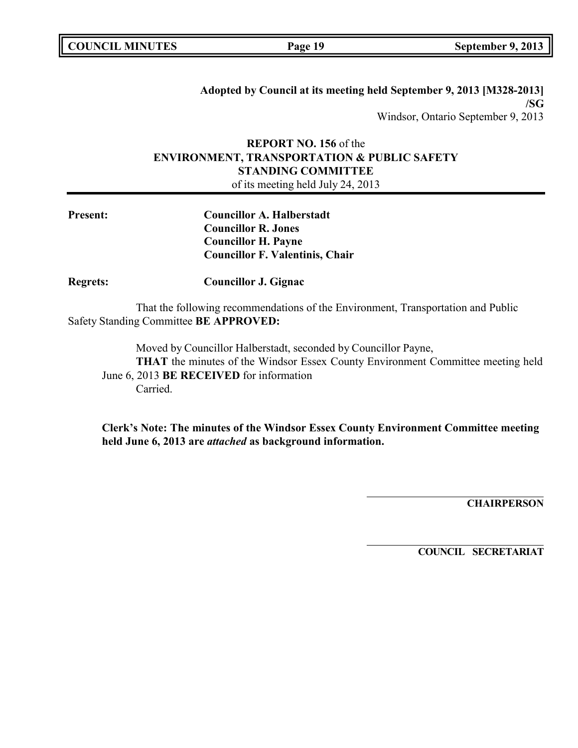**Adopted by Council at its meeting held September 9, 2013 [M328-2013]**
**/SG**
Windsor, Ontario September 9, 2013

**REPORT NO. 156** of the
**ENVIRONMENT, TRANSPORTATION & PUBLIC SAFETY STANDING COMMITTEE**
of its meeting held July 24, 2013

| | |
|---|---|
| **Present:** | **Councillor A. Halberstadt** |
| | **Councillor R. Jones** |
| | **Councillor H. Payne** |
| | **Councillor F. Valentinis, Chair** |
| **Regrets:** | **Councillor J. Gignac** |

That the following recommendations of the Environment, Transportation and Public Safety Standing Committee **BE APPROVED:**

Moved by Councillor Halberstadt, seconded by Councillor Payne,
**THAT** the minutes of the Windsor Essex County Environment Committee meeting held June 6, 2013 **BE RECEIVED** for information
Carried.

**Clerk's Note: The minutes of the Windsor Essex County Environment Committee meeting held June 6, 2013 are *attached* as background information.**

______________________________
**CHAIRPERSON**

______________________________
**COUNCIL SECRETARIAT**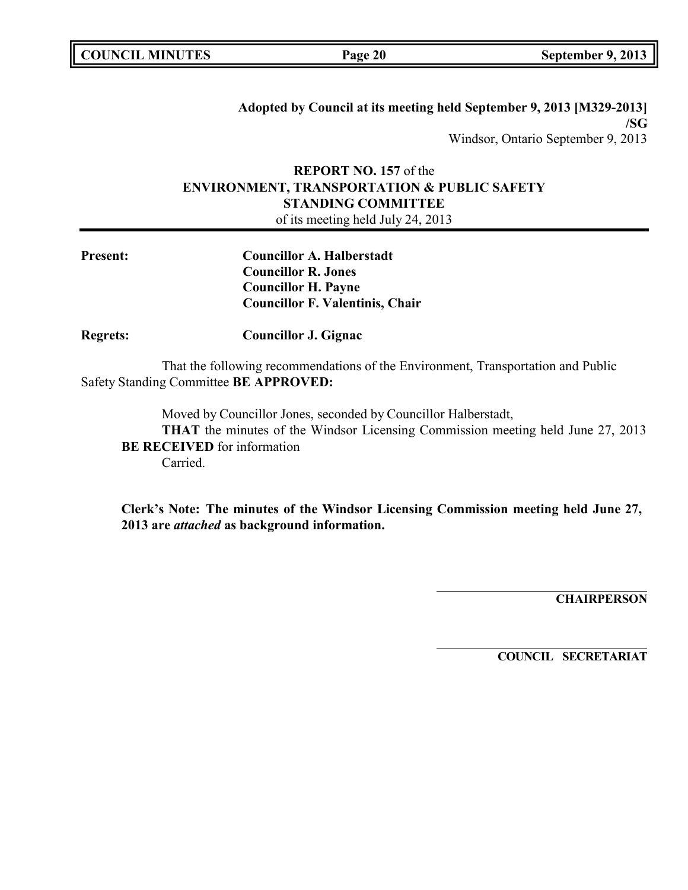**Adopted by Council at its meeting held September 9, 2013 [M329-2013] /SG**

Windsor, Ontario September 9, 2013

**REPORT NO. 157** of the
**ENVIRONMENT, TRANSPORTATION & PUBLIC SAFETY STANDING COMMITTEE**
of its meeting held July 24, 2013

**Present:**
**Councillor A. Halberstadt**
**Councillor R. Jones**
**Councillor H. Payne**
**Councillor F. Valentinis, Chair**

**Regrets:** **Councillor J. Gignac**

That the following recommendations of the Environment, Transportation and Public Safety Standing Committee **BE APPROVED:**

Moved by Councillor Jones, seconded by Councillor Halberstadt,
**THAT** the minutes of the Windsor Licensing Commission meeting held June 27, 2013 **BE RECEIVED** for information
Carried.

**Clerk's Note: The minutes of the Windsor Licensing Commission meeting held June 27, 2013 are *attached* as background information.**

---

**CHAIRPERSON**

---

**COUNCIL SECRETARIAT**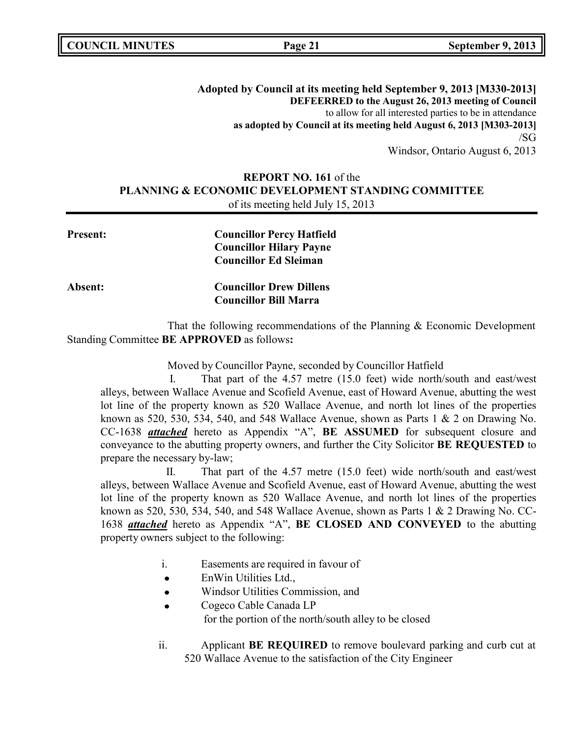**Adopted by Council at its meeting held September 9, 2013 [M330-2013]**
**DEFEERRED to the August 26, 2013 meeting of Council**
to allow for all interested parties to be in attendance
**as adopted by Council at its meeting held August 6, 2013 [M303-2013]**
/SG
Windsor, Ontario August 6, 2013

**REPORT NO. 161** of the
**PLANNING & ECONOMIC DEVELOPMENT STANDING COMMITTEE**
of its meeting held July 15, 2013

**Present:** **Councillor Percy Hatfield**
**Councillor Hilary Payne**
**Councillor Ed Sleiman**

**Absent:** **Councillor Drew Dillens**
**Councillor Bill Marra**

That the following recommendations of the Planning & Economic Development Standing Committee **BE APPROVED** as follows**:**

Moved by Councillor Payne, seconded by Councillor Hatfield

I. That part of the 4.57 metre (15.0 feet) wide north/south and east/west alleys, between Wallace Avenue and Scofield Avenue, east of Howard Avenue, abutting the west lot line of the property known as 520 Wallace Avenue, and north lot lines of the properties known as 520, 530, 534, 540, and 548 Wallace Avenue, shown as Parts 1 & 2 on Drawing No. CC-1638 ***attached*** hereto as Appendix "A", **BE ASSUMED** for subsequent closure and conveyance to the abutting property owners, and further the City Solicitor **BE REQUESTED** to prepare the necessary by-law;

II. That part of the 4.57 metre (15.0 feet) wide north/south and east/west alleys, between Wallace Avenue and Scofield Avenue, east of Howard Avenue, abutting the west lot line of the property known as 520 Wallace Avenue, and north lot lines of the properties known as 520, 530, 534, 540, and 548 Wallace Avenue, shown as Parts 1 & 2 Drawing No. CC-1638 ***attached*** hereto as Appendix "A", **BE CLOSED AND CONVEYED** to the abutting property owners subject to the following:

i. Easements are required in favour of
- EnWin Utilities Ltd.,
- Windsor Utilities Commission, and
- Cogeco Cable Canada LP

for the portion of the north/south alley to be closed

ii. Applicant **BE REQUIRED** to remove boulevard parking and curb cut at 520 Wallace Avenue to the satisfaction of the City Engineer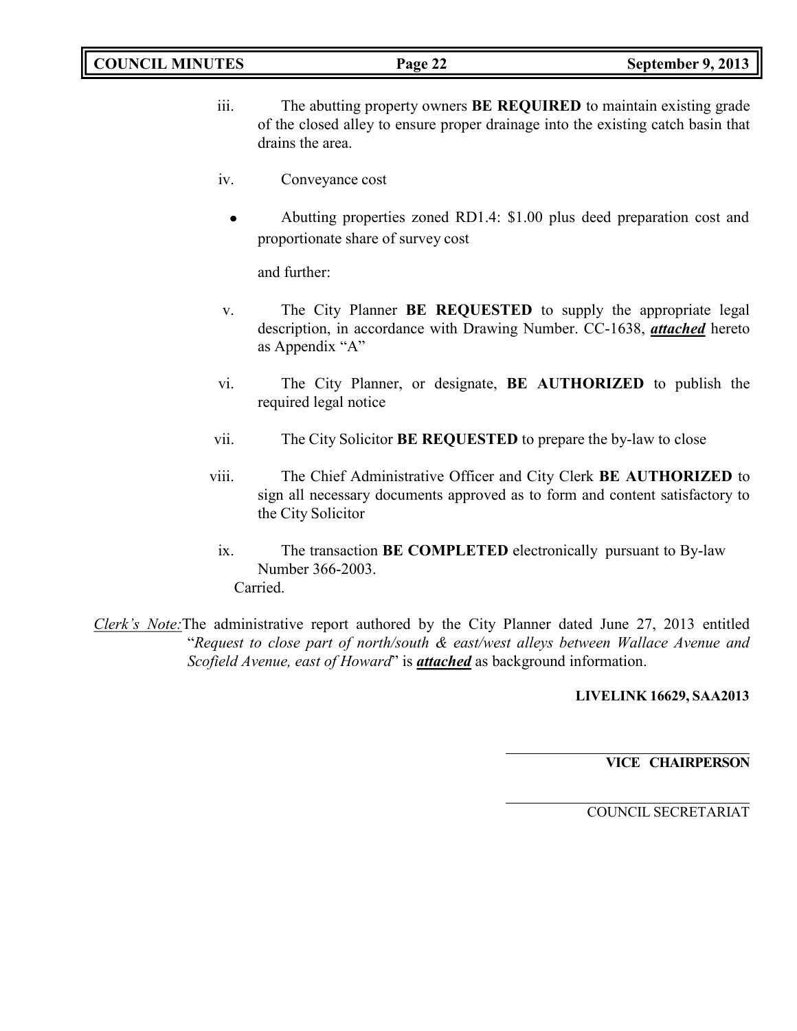iii. The abutting property owners **BE REQUIRED** to maintain existing grade of the closed alley to ensure proper drainage into the existing catch basin that drains the area.

iv. Conveyance cost

- Abutting properties zoned RD1.4: $1.00 plus deed preparation cost and proportionate share of survey cost

and further:

v. The City Planner **BE REQUESTED** to supply the appropriate legal description, in accordance with Drawing Number. CC-1638, ***attached*** hereto as Appendix "A"

vi. The City Planner, or designate, **BE AUTHORIZED** to publish the required legal notice

vii. The City Solicitor **BE REQUESTED** to prepare the by-law to close

viii. The Chief Administrative Officer and City Clerk **BE AUTHORIZED** to sign all necessary documents approved as to form and content satisfactory to the City Solicitor

ix. The transaction **BE COMPLETED** electronically pursuant to By-law Number 366-2003.

Carried.

*Clerk's Note:* The administrative report authored by the City Planner dated June 27, 2013 entitled "*Request to close part of north/south & east/west alleys between Wallace Avenue and Scofield Avenue, east of Howard*" is ***attached*** as background information.

**LIVELINK 16629, SAA2013**

**VICE CHAIRPERSON**

COUNCIL SECRETARIAT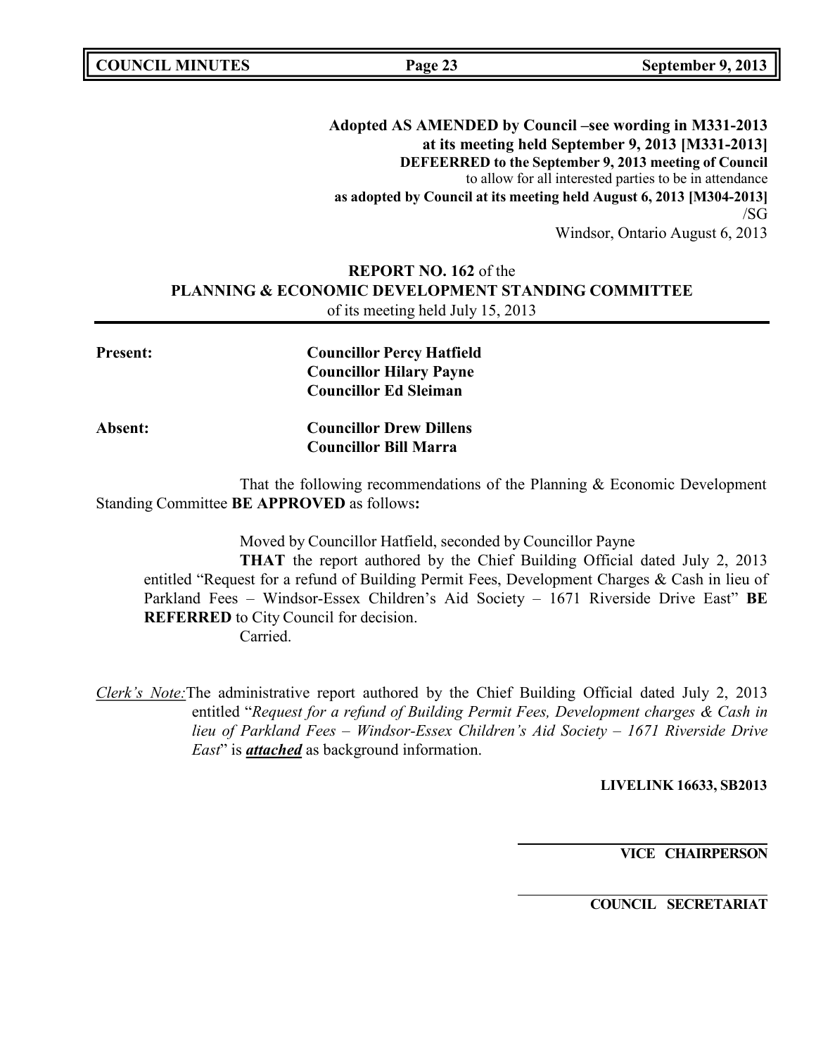**Adopted AS AMENDED by Council –see wording in M331-2013**
**at its meeting held September 9, 2013 [M331-2013]**
**DEFEERRED to the September 9, 2013 meeting of Council**
to allow for all interested parties to be in attendance
**as adopted by Council at its meeting held August 6, 2013 [M304-2013]**
/SG
Windsor, Ontario August 6, 2013

**REPORT NO. 162** of the
**PLANNING & ECONOMIC DEVELOPMENT STANDING COMMITTEE**
of its meeting held July 15, 2013

**Present:** **Councillor Percy Hatfield**
**Councillor Hilary Payne**
**Councillor Ed Sleiman**

**Absent:** **Councillor Drew Dillens**
**Councillor Bill Marra**

That the following recommendations of the Planning & Economic Development Standing Committee **BE APPROVED** as follows**:**

Moved by Councillor Hatfield, seconded by Councillor Payne

**THAT** the report authored by the Chief Building Official dated July 2, 2013 entitled "Request for a refund of Building Permit Fees, Development Charges & Cash in lieu of Parkland Fees – Windsor-Essex Children's Aid Society – 1671 Riverside Drive East" **BE REFERRED** to City Council for decision.

Carried.

*Clerk's Note:* The administrative report authored by the Chief Building Official dated July 2, 2013 entitled "*Request for a refund of Building Permit Fees, Development charges & Cash in lieu of Parkland Fees – Windsor-Essex Children's Aid Society – 1671 Riverside Drive East*" is ***attached*** as background information.

**LIVELINK 16633, SB2013**

**VICE CHAIRPERSON**

**COUNCIL SECRETARIAT**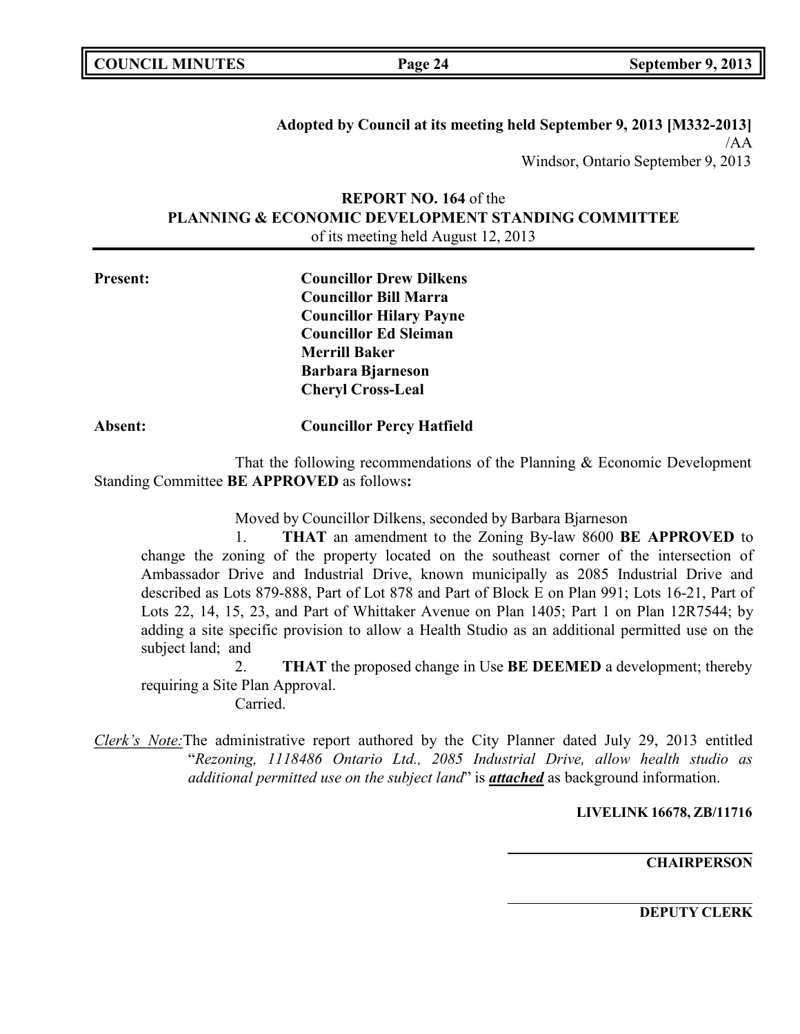**Adopted by Council at its meeting held September 9, 2013 [M332-2013]**
/AA
Windsor, Ontario September 9, 2013

**REPORT NO. 164** of the
**PLANNING & ECONOMIC DEVELOPMENT STANDING COMMITTEE**
of its meeting held August 12, 2013

**Present:** **Councillor Drew Dilkens**
**Councillor Bill Marra**
**Councillor Hilary Payne**
**Councillor Ed Sleiman**
**Merrill Baker**
**Barbara Bjarneson**
**Cheryl Cross-Leal**

**Absent:** **Councillor Percy Hatfield**

That the following recommendations of the Planning & Economic Development Standing Committee **BE APPROVED** as follows**:**

Moved by Councillor Dilkens, seconded by Barbara Bjarneson

1. **THAT** an amendment to the Zoning By-law 8600 **BE APPROVED** to change the zoning of the property located on the southeast corner of the intersection of Ambassador Drive and Industrial Drive, known municipally as 2085 Industrial Drive and described as Lots 879-888, Part of Lot 878 and Part of Block E on Plan 991; Lots 16-21, Part of Lots 22, 14, 15, 23, and Part of Whittaker Avenue on Plan 1405; Part 1 on Plan 12R7544; by adding a site specific provision to allow a Health Studio as an additional permitted use on the subject land; and

2. **THAT** the proposed change in Use **BE DEEMED** a development; thereby requiring a Site Plan Approval.

Carried.

*Clerk's Note:* The administrative report authored by the City Planner dated July 29, 2013 entitled "*Rezoning, 1118486 Ontario Ltd., 2085 Industrial Drive, allow health studio as additional permitted use on the subject land*" is ***attached*** as background information.

**LIVELINK 16678, ZB/11716**

**CHAIRPERSON**

**DEPUTY CLERK**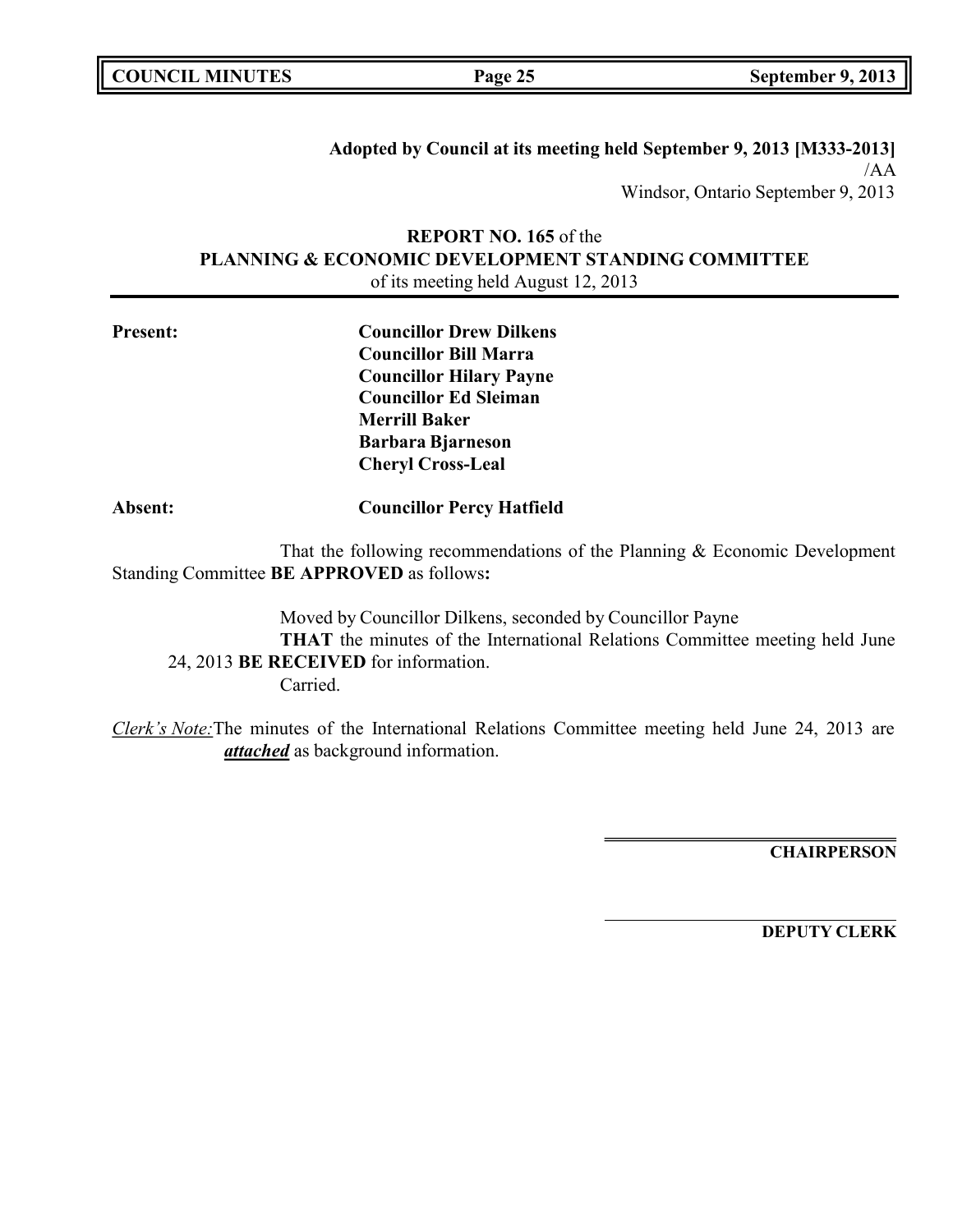**Adopted by Council at its meeting held September 9, 2013 [M333-2013]**
/AA
Windsor, Ontario September 9, 2013

**REPORT NO. 165** of the
**PLANNING & ECONOMIC DEVELOPMENT STANDING COMMITTEE**
of its meeting held August 12, 2013

**Present:**

**Councillor Drew Dilkens**
**Councillor Bill Marra**
**Councillor Hilary Payne**
**Councillor Ed Sleiman**
**Merrill Baker**
**Barbara Bjarneson**
**Cheryl Cross-Leal**

**Absent:** **Councillor Percy Hatfield**

That the following recommendations of the Planning & Economic Development Standing Committee **BE APPROVED** as follows**:**

Moved by Councillor Dilkens, seconded by Councillor Payne
**THAT** the minutes of the International Relations Committee meeting held June 24, 2013 **BE RECEIVED** for information.
Carried.

*Clerk's Note:* The minutes of the International Relations Committee meeting held June 24, 2013 are ***attached*** as background information.

**CHAIRPERSON**

**DEPUTY CLERK**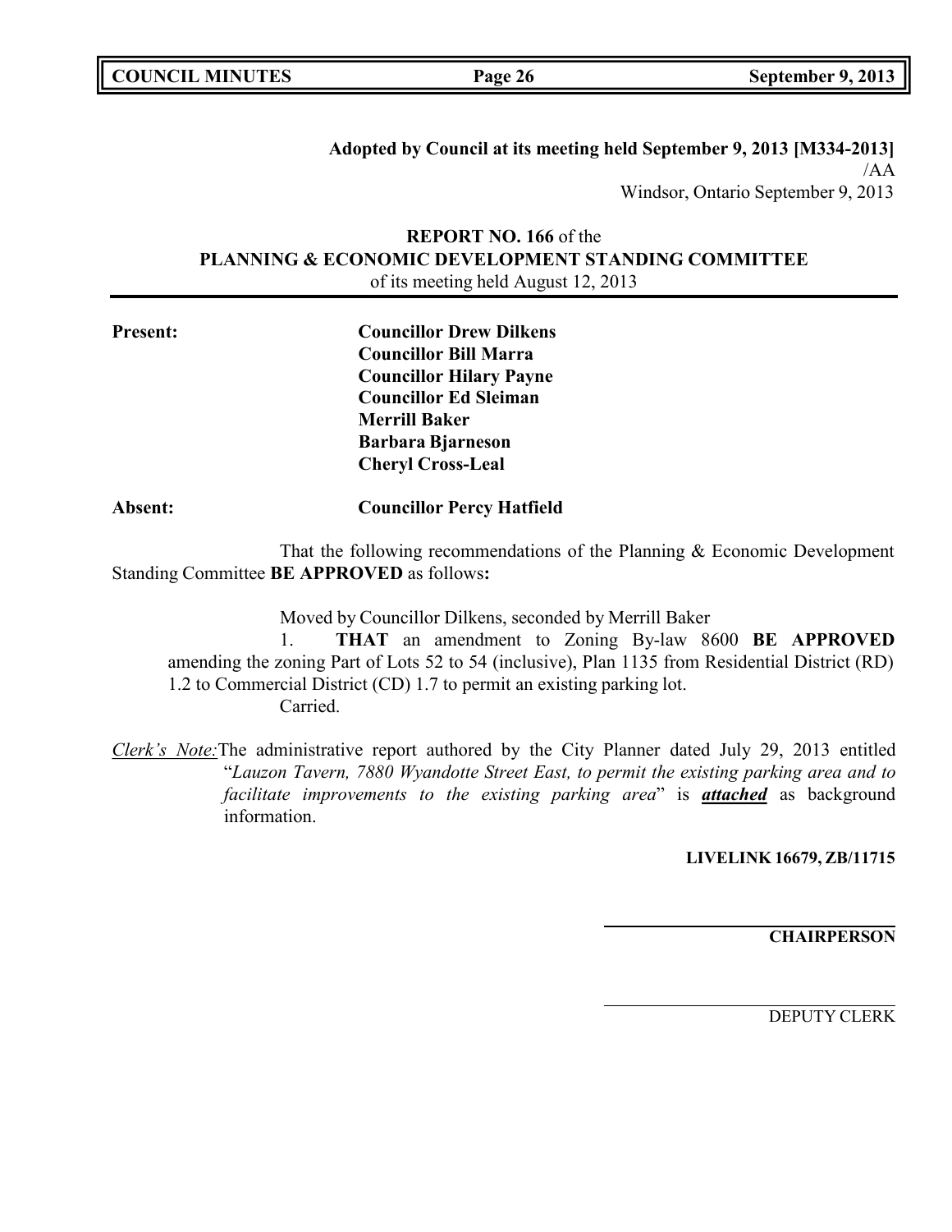**Adopted by Council at its meeting held September 9, 2013 [M334-2013]**
/AA
Windsor, Ontario September 9, 2013

**REPORT NO. 166** of the
**PLANNING & ECONOMIC DEVELOPMENT STANDING COMMITTEE**
of its meeting held August 12, 2013

**Present:**
**Councillor Drew Dilkens**
**Councillor Bill Marra**
**Councillor Hilary Payne**
**Councillor Ed Sleiman**
**Merrill Baker**
**Barbara Bjarneson**
**Cheryl Cross-Leal**

**Absent:** **Councillor Percy Hatfield**

That the following recommendations of the Planning & Economic Development Standing Committee **BE APPROVED** as follows**:**

Moved by Councillor Dilkens, seconded by Merrill Baker

1. **THAT** an amendment to Zoning By-law 8600 **BE APPROVED** amending the zoning Part of Lots 52 to 54 (inclusive), Plan 1135 from Residential District (RD) 1.2 to Commercial District (CD) 1.7 to permit an existing parking lot.

Carried.

*Clerk's Note:* The administrative report authored by the City Planner dated July 29, 2013 entitled "*Lauzon Tavern, 7880 Wyandotte Street East, to permit the existing parking area and to facilitate improvements to the existing parking area*" is ***attached*** as background information.

**LIVELINK 16679, ZB/11715**

**CHAIRPERSON**

DEPUTY CLERK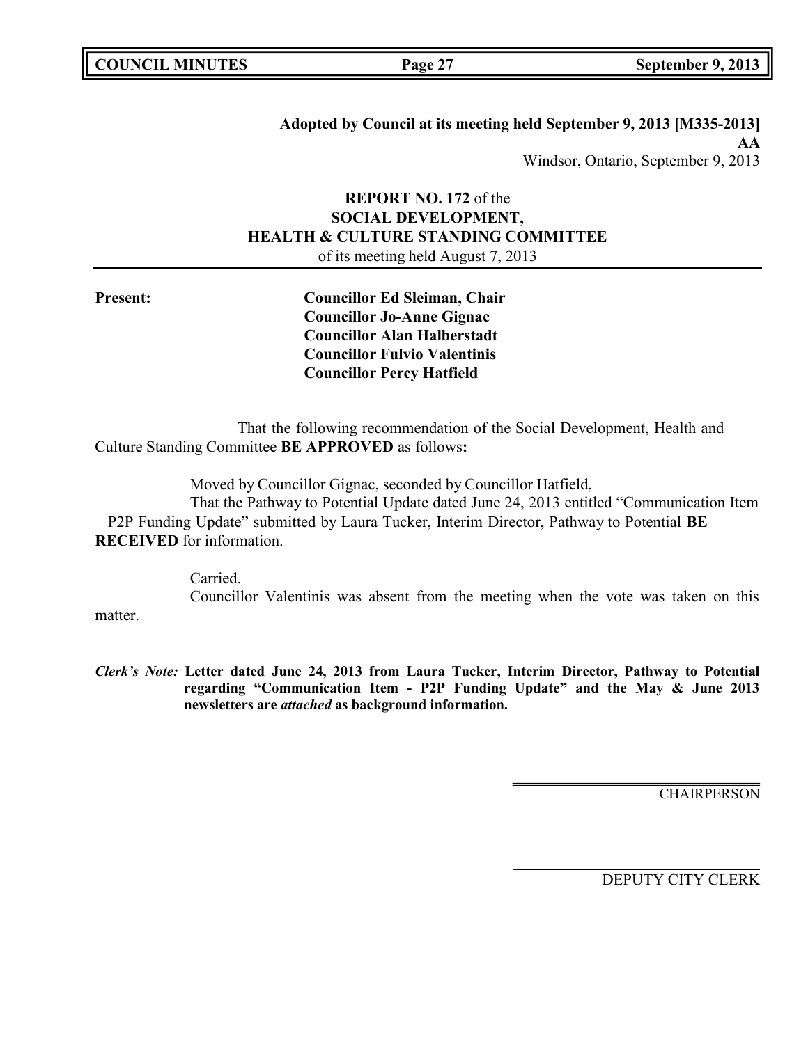**Adopted by Council at its meeting held September 9, 2013 [M335-2013]**
**AA**
Windsor, Ontario, September 9, 2013

**REPORT NO. 172** of the
**SOCIAL DEVELOPMENT,**
**HEALTH & CULTURE STANDING COMMITTEE**
of its meeting held August 7, 2013

**Present:**
**Councillor Ed Sleiman, Chair**
**Councillor Jo-Anne Gignac**
**Councillor Alan Halberstadt**
**Councillor Fulvio Valentinis**
**Councillor Percy Hatfield**

That the following recommendation of the Social Development, Health and Culture Standing Committee **BE APPROVED** as follows**:**

Moved by Councillor Gignac, seconded by Councillor Hatfield,

That the Pathway to Potential Update dated June 24, 2013 entitled "Communication Item – P2P Funding Update" submitted by Laura Tucker, Interim Director, Pathway to Potential **BE RECEIVED** for information.

Carried.

Councillor Valentinis was absent from the meeting when the vote was taken on this matter.

***Clerk's Note:*** **Letter dated June 24, 2013 from Laura Tucker, Interim Director, Pathway to Potential regarding "Communication Item - P2P Funding Update" and the May & June 2013 newsletters are *attached* as background information.**

CHAIRPERSON

DEPUTY CITY CLERK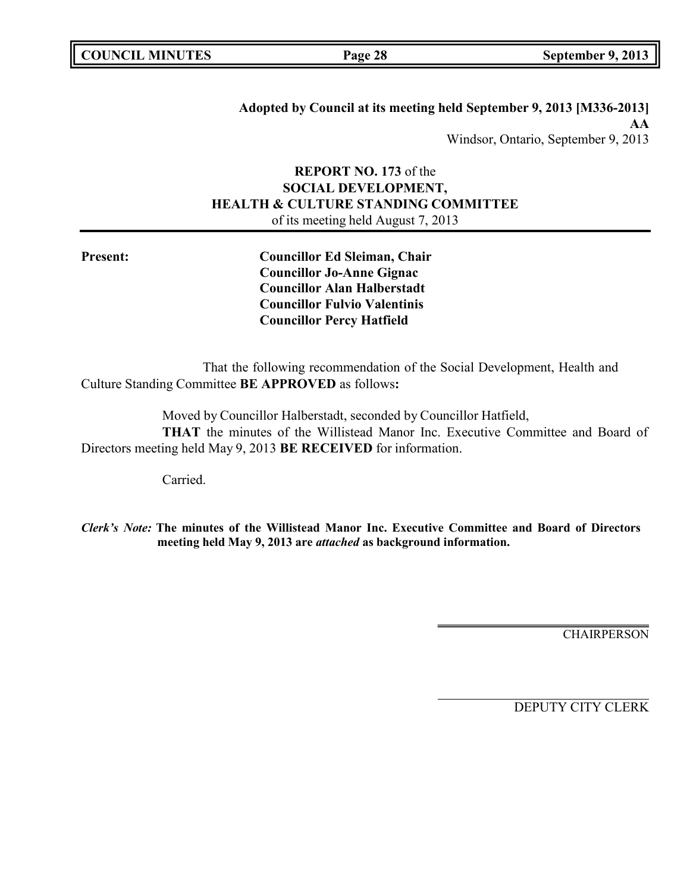**Adopted by Council at its meeting held September 9, 2013 [M336-2013]**
**AA**
Windsor, Ontario, September 9, 2013

**REPORT NO. 173** of the
**SOCIAL DEVELOPMENT,**
**HEALTH & CULTURE STANDING COMMITTEE**
of its meeting held August 7, 2013

**Present:**

**Councillor Ed Sleiman, Chair**
**Councillor Jo-Anne Gignac**
**Councillor Alan Halberstadt**
**Councillor Fulvio Valentinis**
**Councillor Percy Hatfield**

That the following recommendation of the Social Development, Health and Culture Standing Committee **BE APPROVED** as follows**:**

Moved by Councillor Halberstadt, seconded by Councillor Hatfield,

**THAT** the minutes of the Willistead Manor Inc. Executive Committee and Board of Directors meeting held May 9, 2013 **BE RECEIVED** for information.

Carried.

***Clerk's Note:*** **The minutes of the Willistead Manor Inc. Executive Committee and Board of Directors meeting held May 9, 2013 are *attached* as background information.**

CHAIRPERSON

DEPUTY CITY CLERK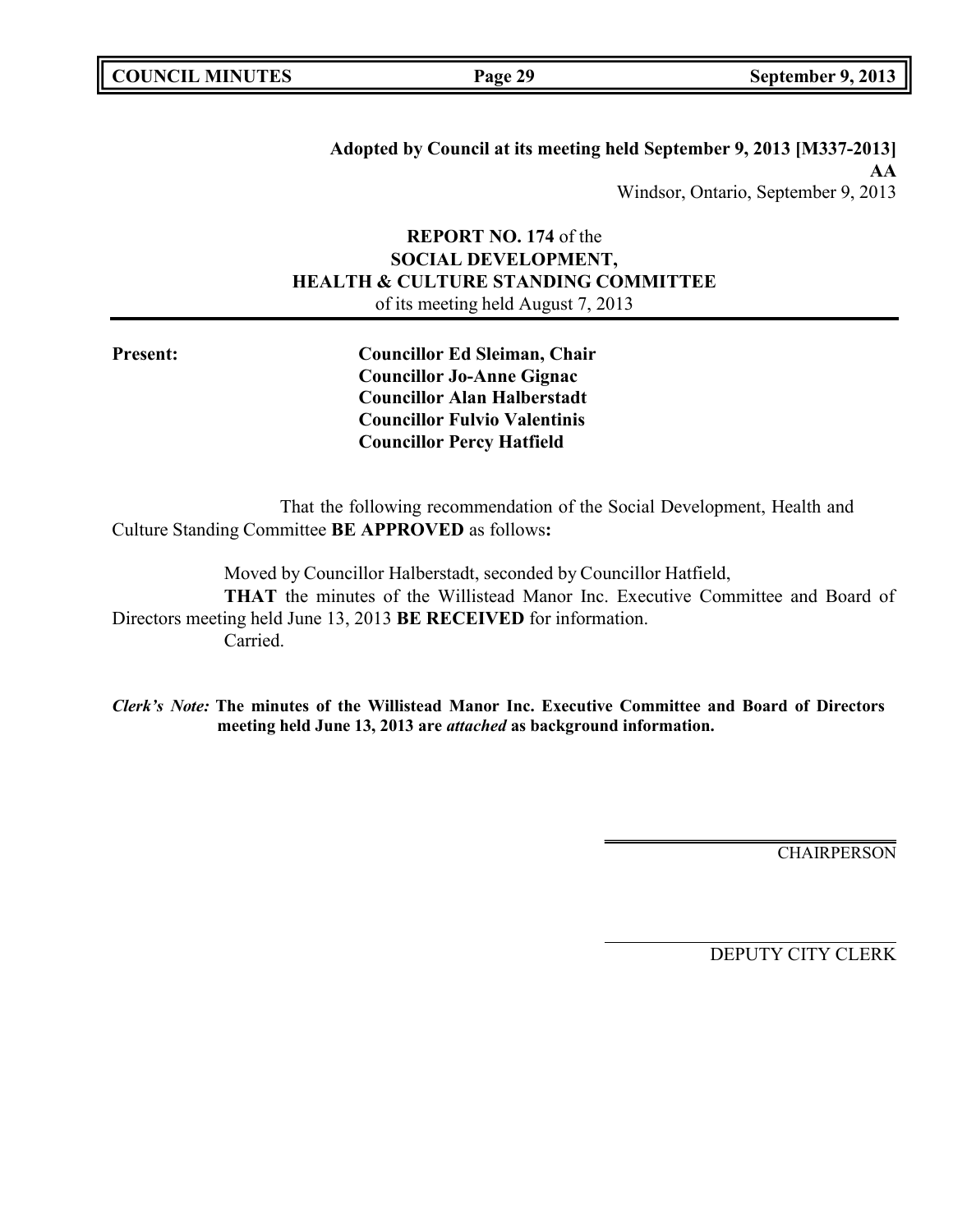**Adopted by Council at its meeting held September 9, 2013 [M337-2013]**
**AA**
Windsor, Ontario, September 9, 2013

**REPORT NO. 174** of the
**SOCIAL DEVELOPMENT,**
**HEALTH & CULTURE STANDING COMMITTEE**
of its meeting held August 7, 2013

**Present:**

**Councillor Ed Sleiman, Chair**
**Councillor Jo-Anne Gignac**
**Councillor Alan Halberstadt**
**Councillor Fulvio Valentinis**
**Councillor Percy Hatfield**

That the following recommendation of the Social Development, Health and Culture Standing Committee **BE APPROVED** as follows**:**

Moved by Councillor Halberstadt, seconded by Councillor Hatfield,
**THAT** the minutes of the Willistead Manor Inc. Executive Committee and Board of Directors meeting held June 13, 2013 **BE RECEIVED** for information.
Carried.

***Clerk's Note:*** **The minutes of the Willistead Manor Inc. Executive Committee and Board of Directors meeting held June 13, 2013 are *attached* as background information.**

CHAIRPERSON

DEPUTY CITY CLERK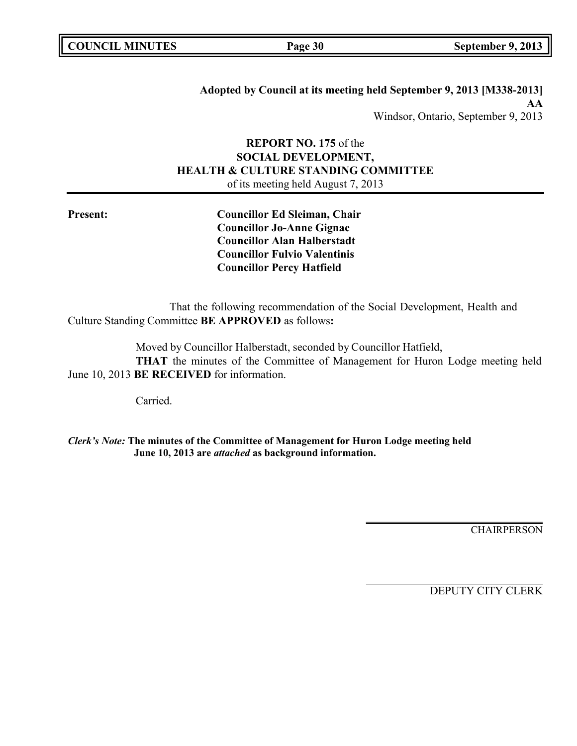**Adopted by Council at its meeting held September 9, 2013 [M338-2013]**
**AA**
Windsor, Ontario, September 9, 2013

**REPORT NO. 175** of the
**SOCIAL DEVELOPMENT,**
**HEALTH & CULTURE STANDING COMMITTEE**
of its meeting held August 7, 2013

**Present:**

**Councillor Ed Sleiman, Chair**
**Councillor Jo-Anne Gignac**
**Councillor Alan Halberstadt**
**Councillor Fulvio Valentinis**
**Councillor Percy Hatfield**

That the following recommendation of the Social Development, Health and Culture Standing Committee **BE APPROVED** as follows**:**

Moved by Councillor Halberstadt, seconded by Councillor Hatfield,

**THAT** the minutes of the Committee of Management for Huron Lodge meeting held June 10, 2013 **BE RECEIVED** for information.

Carried.

***Clerk's Note:*** **The minutes of the Committee of Management for Huron Lodge meeting held June 10, 2013 are *attached* as background information.**

CHAIRPERSON

DEPUTY CITY CLERK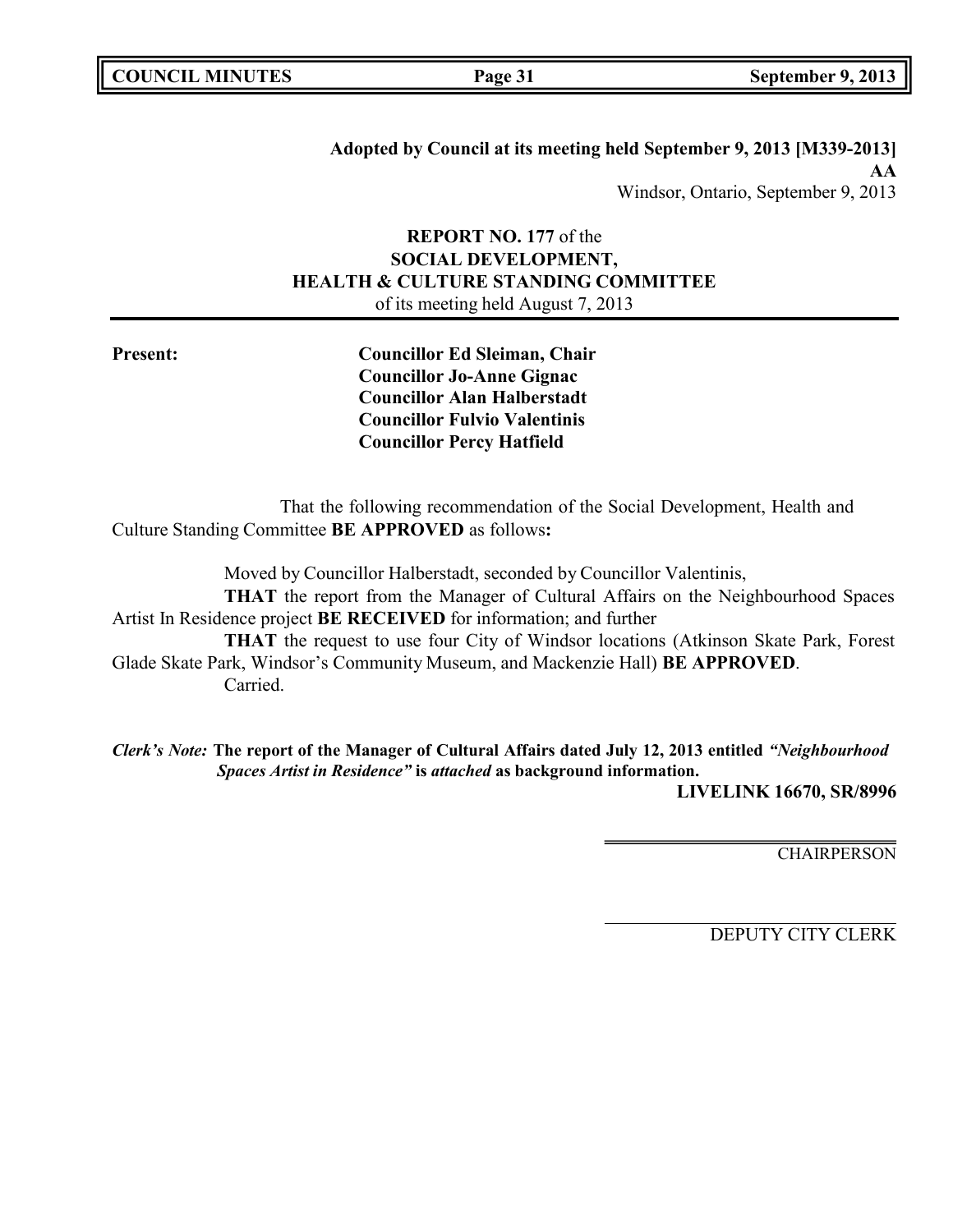**Adopted by Council at its meeting held September 9, 2013 [M339-2013]**
**AA**
Windsor, Ontario, September 9, 2013

**REPORT NO. 177** of the
**SOCIAL DEVELOPMENT,**
**HEALTH & CULTURE STANDING COMMITTEE**
of its meeting held August 7, 2013

**Present:**

**Councillor Ed Sleiman, Chair**
**Councillor Jo-Anne Gignac**
**Councillor Alan Halberstadt**
**Councillor Fulvio Valentinis**
**Councillor Percy Hatfield**

That the following recommendation of the Social Development, Health and Culture Standing Committee **BE APPROVED** as follows**:**

Moved by Councillor Halberstadt, seconded by Councillor Valentinis,

**THAT** the report from the Manager of Cultural Affairs on the Neighbourhood Spaces Artist In Residence project **BE RECEIVED** for information; and further

**THAT** the request to use four City of Windsor locations (Atkinson Skate Park, Forest Glade Skate Park, Windsor's Community Museum, and Mackenzie Hall) **BE APPROVED**.

Carried.

***Clerk's Note:*** **The report of the Manager of Cultural Affairs dated July 12, 2013 entitled *"Neighbourhood Spaces Artist in Residence"* is *attached* as background information.**

**LIVELINK 16670, SR/8996**

CHAIRPERSON

DEPUTY CITY CLERK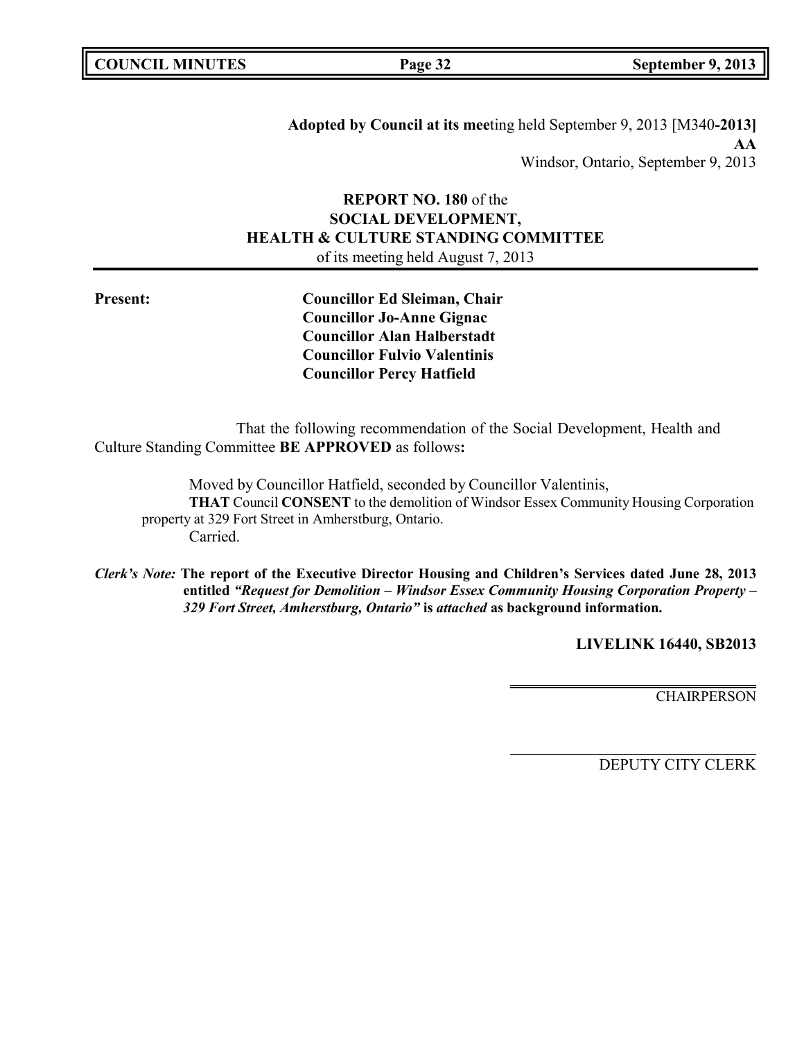**Adopted by Council at its mee**ting held September 9, 2013 [M340**-2013]**
**AA**
Windsor, Ontario, September 9, 2013

**REPORT NO. 180** of the
**SOCIAL DEVELOPMENT,**
**HEALTH & CULTURE STANDING COMMITTEE**
of its meeting held August 7, 2013

**Present:**

**Councillor Ed Sleiman, Chair**
**Councillor Jo-Anne Gignac**
**Councillor Alan Halberstadt**
**Councillor Fulvio Valentinis**
**Councillor Percy Hatfield**

That the following recommendation of the Social Development, Health and Culture Standing Committee **BE APPROVED** as follows**:**

Moved by Councillor Hatfield, seconded by Councillor Valentinis,
**THAT** Council **CONSENT** to the demolition of Windsor Essex Community Housing Corporation property at 329 Fort Street in Amherstburg, Ontario.
Carried.

***Clerk's Note:*** **The report of the Executive Director Housing and Children's Services dated June 28, 2013 entitled** ***"Request for Demolition – Windsor Essex Community Housing Corporation Property – 329 Fort Street, Amherstburg, Ontario"*** **is** ***attached*** **as background information.**

**LIVELINK 16440, SB2013**

CHAIRPERSON

DEPUTY CITY CLERK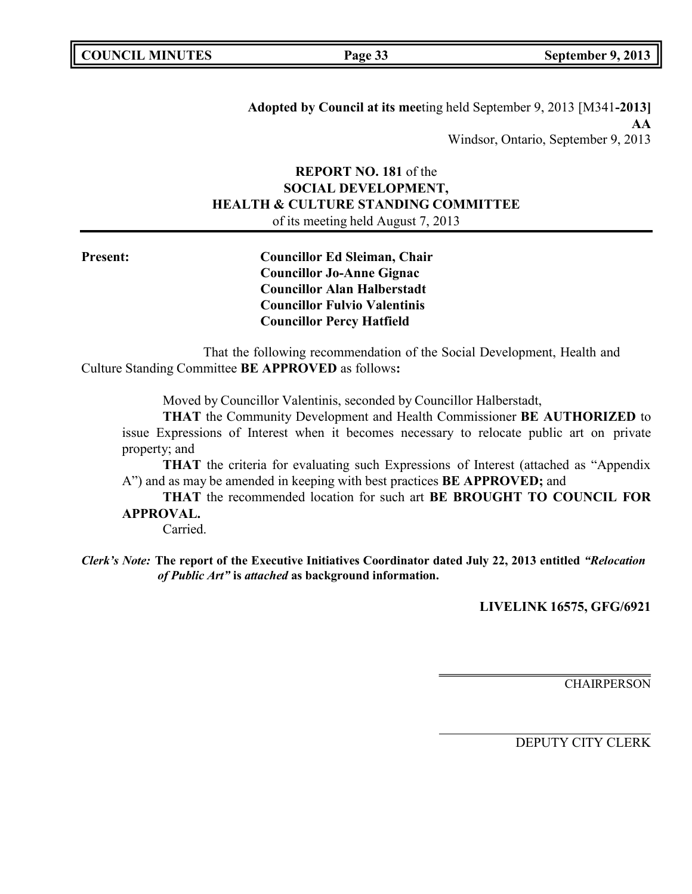**Adopted by Council at its mee**ting held September 9, 2013 [M341**-2013]**
**AA**
Windsor, Ontario, September 9, 2013

**REPORT NO. 181** of the
**SOCIAL DEVELOPMENT,**
**HEALTH & CULTURE STANDING COMMITTEE**
of its meeting held August 7, 2013

**Present:**

**Councillor Ed Sleiman, Chair**
**Councillor Jo-Anne Gignac**
**Councillor Alan Halberstadt**
**Councillor Fulvio Valentinis**
**Councillor Percy Hatfield**

That the following recommendation of the Social Development, Health and Culture Standing Committee **BE APPROVED** as follows**:**

Moved by Councillor Valentinis, seconded by Councillor Halberstadt,

**THAT** the Community Development and Health Commissioner **BE AUTHORIZED** to issue Expressions of Interest when it becomes necessary to relocate public art on private property; and

**THAT** the criteria for evaluating such Expressions of Interest (attached as "Appendix A") and as may be amended in keeping with best practices **BE APPROVED;** and

**THAT** the recommended location for such art **BE BROUGHT TO COUNCIL FOR APPROVAL.**

Carried.

***Clerk's Note:*** **The report of the Executive Initiatives Coordinator dated July 22, 2013 entitled *"Relocation of Public Art"* is *attached* as background information.**

**LIVELINK 16575, GFG/6921**

CHAIRPERSON

DEPUTY CITY CLERK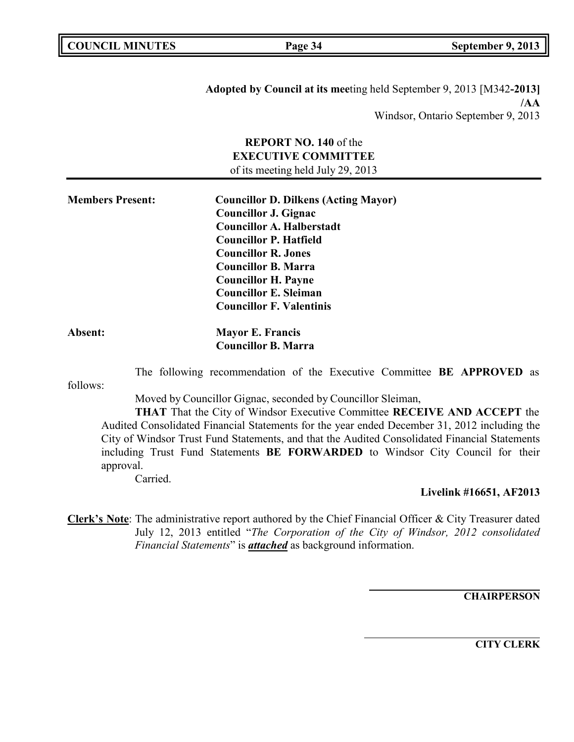**Adopted by Council at its mee**ting held September 9, 2013 [M342**-2013]**
**/AA**
Windsor, Ontario September 9, 2013

**REPORT NO. 140** of the
**EXECUTIVE COMMITTEE**
of its meeting held July 29, 2013

**Members Present:** **Councillor D. Dilkens (Acting Mayor)**
**Councillor J. Gignac**
**Councillor A. Halberstadt**
**Councillor P. Hatfield**
**Councillor R. Jones**
**Councillor B. Marra**
**Councillor H. Payne**
**Councillor E. Sleiman**
**Councillor F. Valentinis**

**Absent:** **Mayor E. Francis**
**Councillor B. Marra**

The following recommendation of the Executive Committee **BE APPROVED** as follows:

Moved by Councillor Gignac, seconded by Councillor Sleiman,

**THAT** That the City of Windsor Executive Committee **RECEIVE AND ACCEPT** the Audited Consolidated Financial Statements for the year ended December 31, 2012 including the City of Windsor Trust Fund Statements, and that the Audited Consolidated Financial Statements including Trust Fund Statements **BE FORWARDED** to Windsor City Council for their approval.

Carried.

**Livelink #16651, AF2013**

**Clerk's Note**: The administrative report authored by the Chief Financial Officer & City Treasurer dated July 12, 2013 entitled "*The Corporation of the City of Windsor, 2012 consolidated Financial Statements*" is ***attached*** as background information.

**CHAIRPERSON**

**CITY CLERK**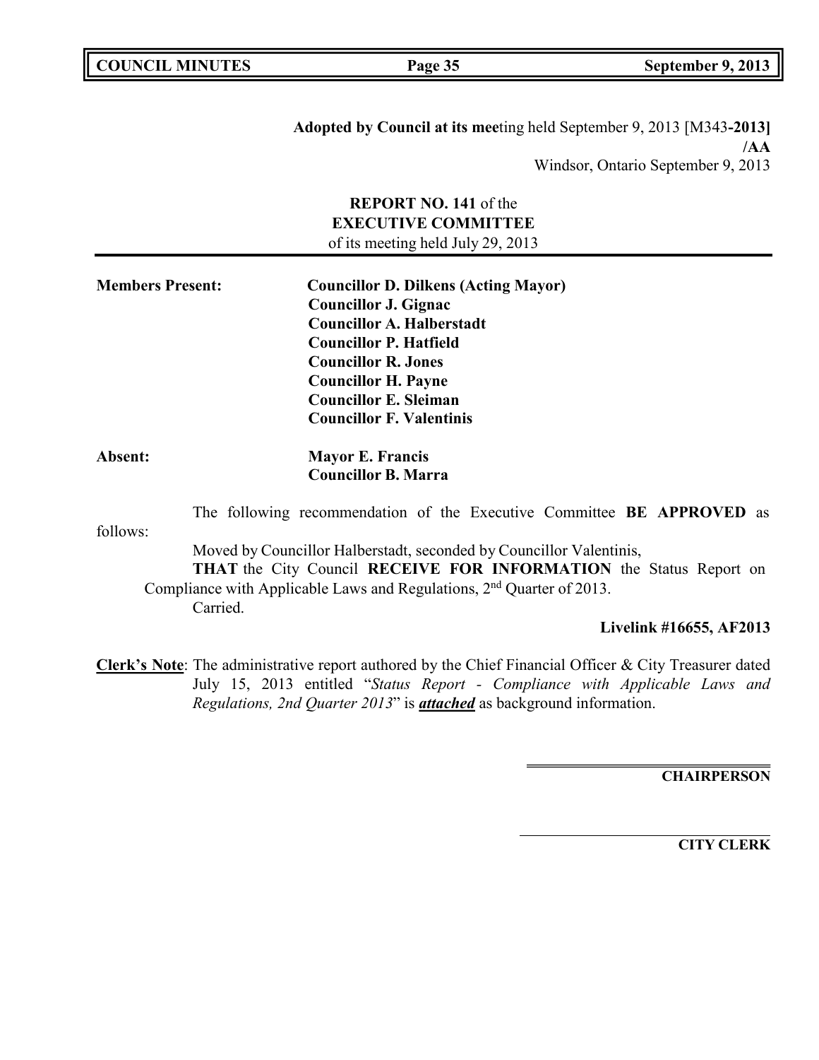**Adopted by Council at its meeting held September 9, 2013 [M343-2013]**
**/AA**
Windsor, Ontario September 9, 2013

**REPORT NO. 141** of the
**EXECUTIVE COMMITTEE**
of its meeting held July 29, 2013

**Members Present:**

**Councillor D. Dilkens (Acting Mayor)**
**Councillor J. Gignac**
**Councillor A. Halberstadt**
**Councillor P. Hatfield**
**Councillor R. Jones**
**Councillor H. Payne**
**Councillor E. Sleiman**
**Councillor F. Valentinis**

**Absent:**

**Mayor E. Francis**
**Councillor B. Marra**

The following recommendation of the Executive Committee **BE APPROVED** as follows:

Moved by Councillor Halberstadt, seconded by Councillor Valentinis,

**THAT** the City Council **RECEIVE FOR INFORMATION** the Status Report on Compliance with Applicable Laws and Regulations, 2nd Quarter of 2013.

Carried.

**Livelink #16655, AF2013**

**Clerk's Note**: The administrative report authored by the Chief Financial Officer & City Treasurer dated July 15, 2013 entitled "*Status Report - Compliance with Applicable Laws and Regulations, 2nd Quarter 2013*" is ***attached*** as background information.

**CHAIRPERSON**

**CITY CLERK**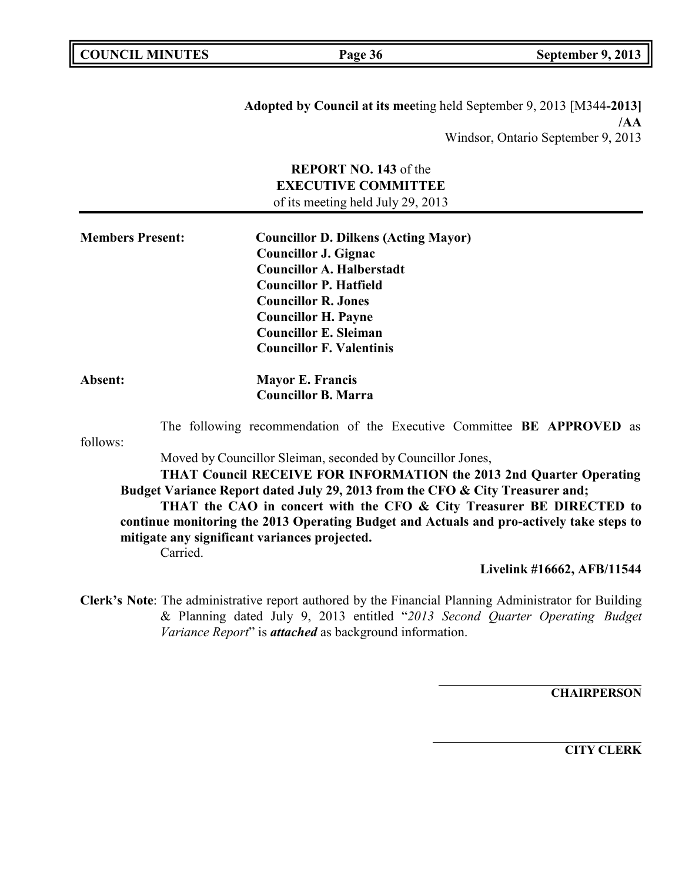**Adopted by Council at its mee**ting held September 9, 2013 [M344**-2013]**
**/AA**
Windsor, Ontario September 9, 2013

**REPORT NO. 143** of the
**EXECUTIVE COMMITTEE**
of its meeting held July 29, 2013

**Members Present:** **Councillor D. Dilkens (Acting Mayor)**
**Councillor J. Gignac**
**Councillor A. Halberstadt**
**Councillor P. Hatfield**
**Councillor R. Jones**
**Councillor H. Payne**
**Councillor E. Sleiman**
**Councillor F. Valentinis**

**Absent:** **Mayor E. Francis**
**Councillor B. Marra**

The following recommendation of the Executive Committee **BE APPROVED** as follows:

Moved by Councillor Sleiman, seconded by Councillor Jones,

**THAT Council RECEIVE FOR INFORMATION the 2013 2nd Quarter Operating Budget Variance Report dated July 29, 2013 from the CFO & City Treasurer and;**

**THAT the CAO in concert with the CFO & City Treasurer BE DIRECTED to continue monitoring the 2013 Operating Budget and Actuals and pro-actively take steps to mitigate any significant variances projected.**

Carried.

**Livelink #16662, AFB/11544**

**Clerk's Note**: The administrative report authored by the Financial Planning Administrator for Building & Planning dated July 9, 2013 entitled "*2013 Second Quarter Operating Budget Variance Report*" is ***attached*** as background information.

**CHAIRPERSON**

**CITY CLERK**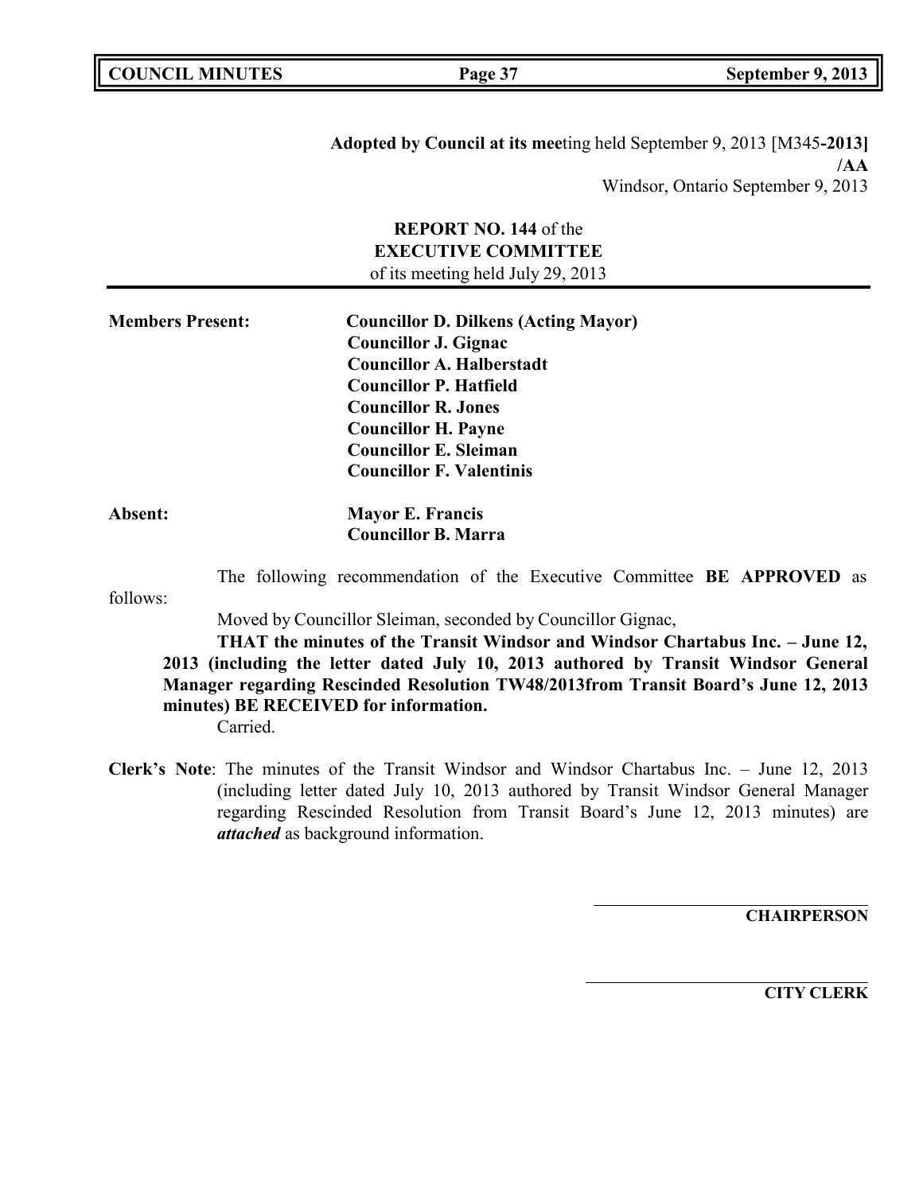**Adopted by Council at its mee**ting held September 9, 2013 [M345**-2013]**
**/AA**
Windsor, Ontario September 9, 2013

**REPORT NO. 144** of the
**EXECUTIVE COMMITTEE**
of its meeting held July 29, 2013

**Members Present:** **Councillor D. Dilkens (Acting Mayor)**
**Councillor J. Gignac**
**Councillor A. Halberstadt**
**Councillor P. Hatfield**
**Councillor R. Jones**
**Councillor H. Payne**
**Councillor E. Sleiman**
**Councillor F. Valentinis**

**Absent:** **Mayor E. Francis**
**Councillor B. Marra**

The following recommendation of the Executive Committee **BE APPROVED** as follows:

Moved by Councillor Sleiman, seconded by Councillor Gignac,

**THAT the minutes of the Transit Windsor and Windsor Chartabus Inc. – June 12, 2013 (including the letter dated July 10, 2013 authored by Transit Windsor General Manager regarding Rescinded Resolution TW48/2013from Transit Board's June 12, 2013 minutes) BE RECEIVED for information.**

Carried.

**Clerk's Note**: The minutes of the Transit Windsor and Windsor Chartabus Inc. – June 12, 2013 (including letter dated July 10, 2013 authored by Transit Windsor General Manager regarding Rescinded Resolution from Transit Board's June 12, 2013 minutes) are ***attached*** as background information.

**CHAIRPERSON**

**CITY CLERK**